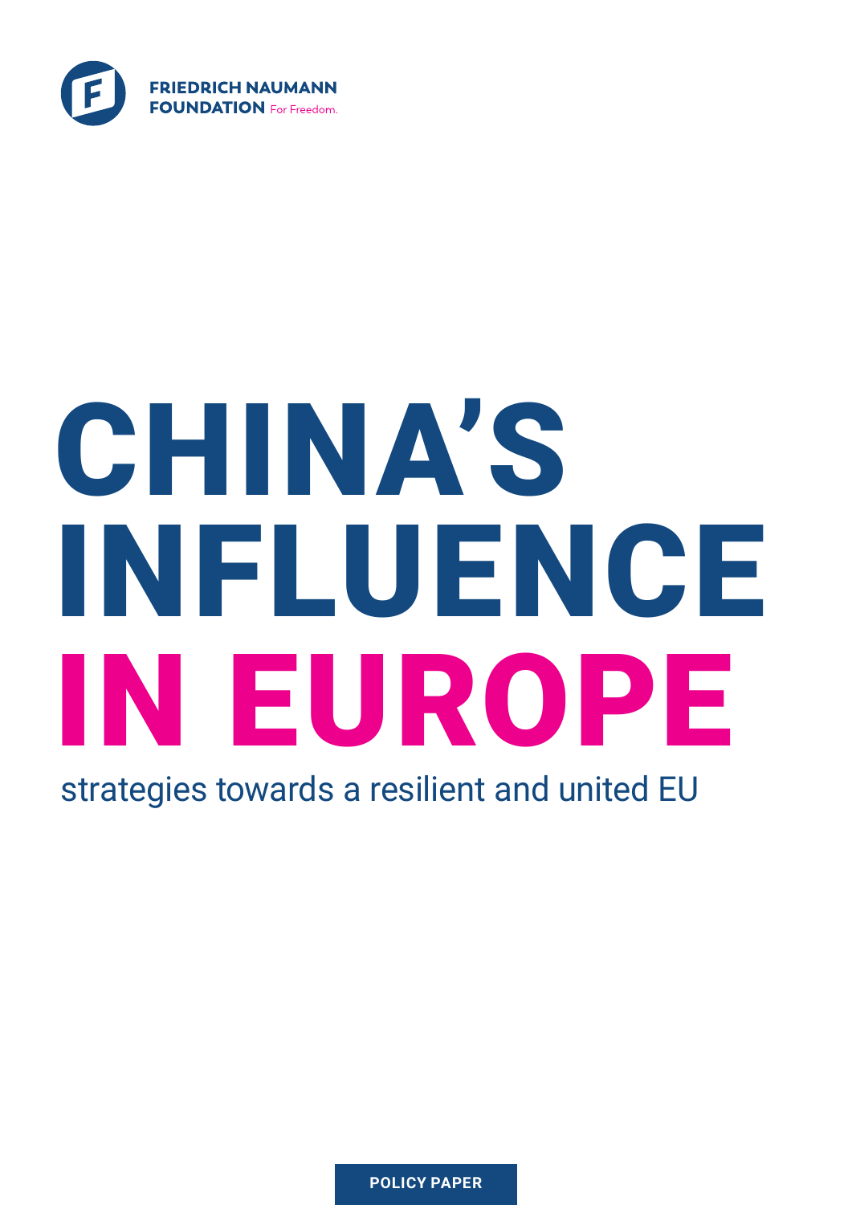FRIEDRICH NAUMANN FOUNDATION For Freedom.

# CHINA'S INFLUENCE IN EUROPE

strategies towards a resilient and united EU

**POLICY PAPER**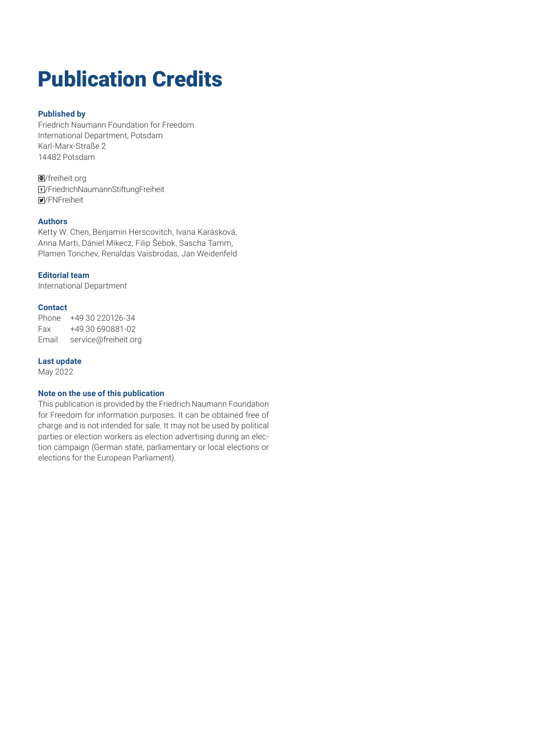# Publication Credits

**Published by**
Friedrich Naumann Foundation for Freedom
International Department, Potsdam
Karl-Marx-Straße 2
14482 Potsdam

/freiheit.org
/FriedrichNaumannStiftungFreiheit
/FNFreiheit

**Authors**
Ketty W. Chen, Benjamin Herscovitch, Ivana Karásková, Anna Marti, Dániel Mikecz, Filip Šebok, Sascha Tamm, Plamen Tonchev, Renaldas Vaisbrodas, Jan Weidenfeld

**Editorial team**
International Department

**Contact**

| | |
|---|---|
| Phone | +49 30 220126-34 |
| Fax | +49 30 690881-02 |
| Email | service@freiheit.org |

**Last update**
May 2022

**Note on the use of this publication**
This publication is provided by the Friedrich Naumann Foundation for Freedom for information purposes. It can be obtained free of charge and is not intended for sale. It may not be used by political parties or election workers as election advertising during an election campaign (German state, parliamentary or local elections or elections for the European Parliament).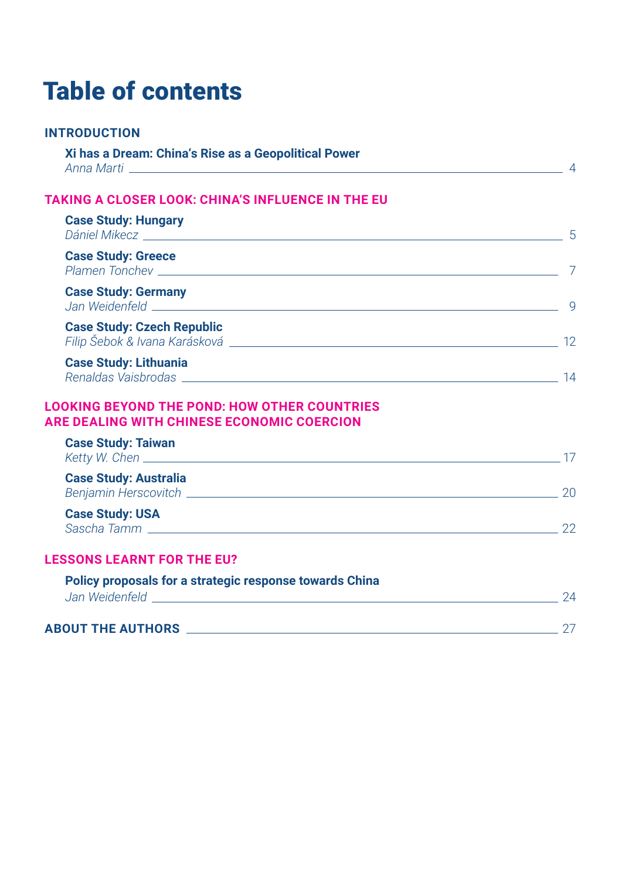# Table of contents

**INTRODUCTION**

**Xi has a Dream: China's Rise as a Geopolitical Power**
*Anna Marti* ........ 4

**TAKING A CLOSER LOOK: CHINA'S INFLUENCE IN THE EU**

**Case Study: Hungary**
*Dániel Mikecz* ........ 5

**Case Study: Greece**
*Plamen Tonchev* ........ 7

**Case Study: Germany**
*Jan Weidenfeld* ........ 9

**Case Study: Czech Republic**
*Filip Šebok & Ivana Karásková* ........ 12

**Case Study: Lithuania**
*Renaldas Vaisbrodas* ........ 14

**LOOKING BEYOND THE POND: HOW OTHER COUNTRIES ARE DEALING WITH CHINESE ECONOMIC COERCION**

**Case Study: Taiwan**
*Ketty W. Chen* ........ 17

**Case Study: Australia**
*Benjamin Herscovitch* ........ 20

**Case Study: USA**
*Sascha Tamm* ........ 22

**LESSONS LEARNT FOR THE EU?**

**Policy proposals for a strategic response towards China**
*Jan Weidenfeld* ........ 24

**ABOUT THE AUTHORS** ........ 27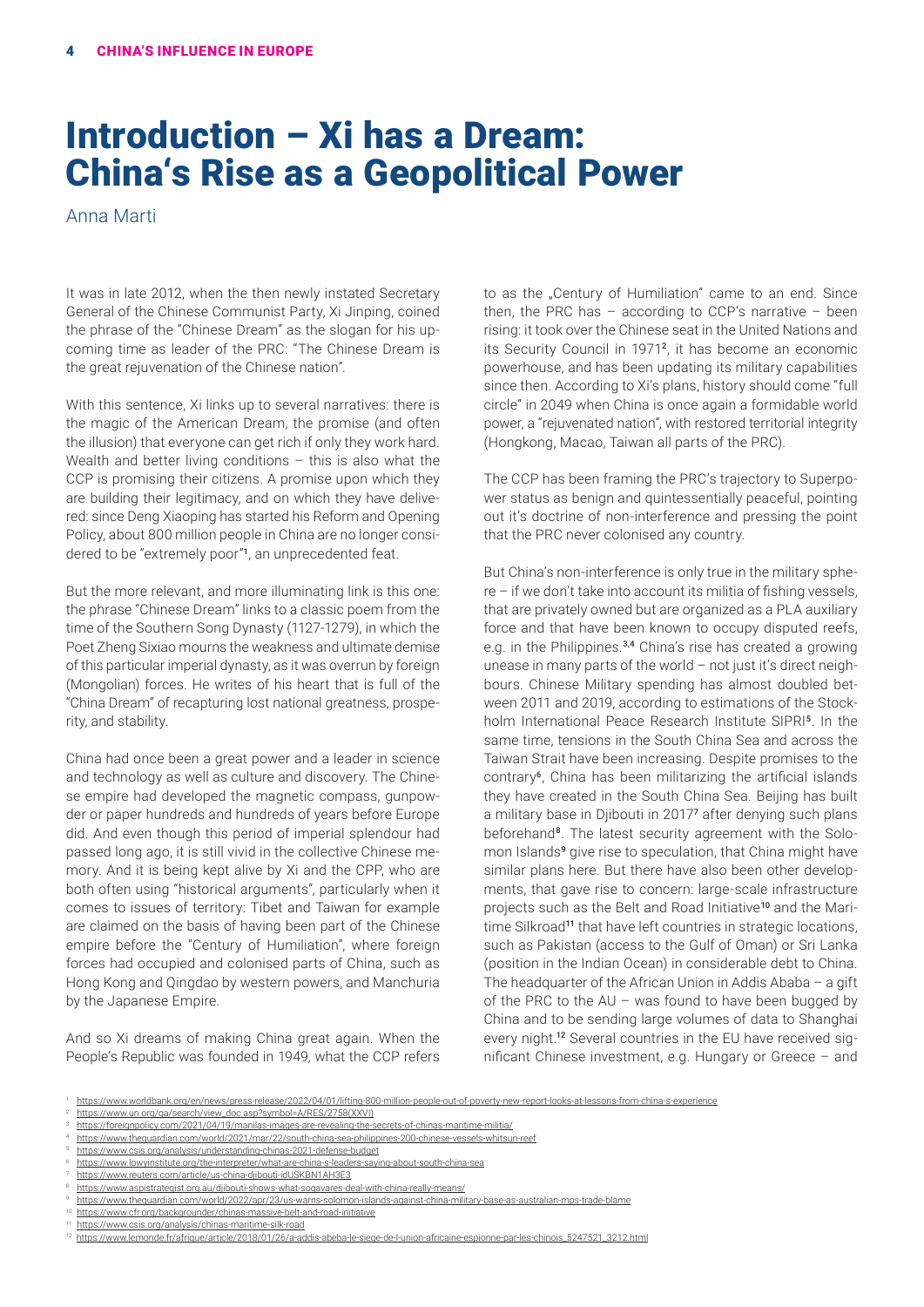# Introduction – Xi has a Dream: China's Rise as a Geopolitical Power

Anna Marti

It was in late 2012, when the then newly instated Secretary General of the Chinese Communist Party, Xi Jinping, coined the phrase of the "Chinese Dream" as the slogan for his upcoming time as leader of the PRC: "The Chinese Dream is the great rejuvenation of the Chinese nation".

With this sentence, Xi links up to several narratives: there is the magic of the American Dream, the promise (and often the illusion) that everyone can get rich if only they work hard. Wealth and better living conditions – this is also what the CCP is promising their citizens. A promise upon which they are building their legitimacy, and on which they have delivered: since Deng Xiaoping has started his Reform and Opening Policy, about 800 million people in China are no longer considered to be "extremely poor"[1], an unprecedented feat.

But the more relevant, and more illuminating link is this one: the phrase "Chinese Dream" links to a classic poem from the time of the Southern Song Dynasty (1127-1279), in which the Poet Zheng Sixiao mourns the weakness and ultimate demise of this particular imperial dynasty, as it was overrun by foreign (Mongolian) forces. He writes of his heart that is full of the "China Dream" of recapturing lost national greatness, prosperity, and stability.

China had once been a great power and a leader in science and technology as well as culture and discovery. The Chinese empire had developed the magnetic compass, gunpowder or paper hundreds and hundreds of years before Europe did. And even though this period of imperial splendour had passed long ago, it is still vivid in the collective Chinese memory. And it is being kept alive by Xi and the CPP, who are both often using "historical arguments", particularly when it comes to issues of territory: Tibet and Taiwan for example are claimed on the basis of having been part of the Chinese empire before the "Century of Humiliation", where foreign forces had occupied and colonised parts of China, such as Hong Kong and Qingdao by western powers, and Manchuria by the Japanese Empire.

And so Xi dreams of making China great again. When the People's Republic was founded in 1949, what the CCP refers to as the „Century of Humiliation" came to an end. Since then, the PRC has – according to CCP's narrative – been rising: it took over the Chinese seat in the United Nations and its Security Council in 1971[2], it has become an economic powerhouse, and has been updating its military capabilities since then. According to Xi's plans, history should come "full circle" in 2049 when China is once again a formidable world power, a "rejuvenated nation", with restored territorial integrity (Hongkong, Macao, Taiwan all parts of the PRC).

The CCP has been framing the PRC's trajectory to Superpower status as benign and quintessentially peaceful, pointing out it's doctrine of non-interference and pressing the point that the PRC never colonised any country.

But China's non-interference is only true in the military sphere – if we don't take into account its militia of fishing vessels, that are privately owned but are organized as a PLA auxiliary force and that have been known to occupy disputed reefs, e.g. in the Philippines.[3,4] China's rise has created a growing unease in many parts of the world – not just it's direct neighbours. Chinese Military spending has almost doubled between 2011 and 2019, according to estimations of the Stockholm International Peace Research Institute SIPRI[5]. In the same time, tensions in the South China Sea and across the Taiwan Strait have been increasing. Despite promises to the contrary[6], China has been militarizing the artificial islands they have created in the South China Sea. Beijing has built a military base in Djibouti in 2017[7] after denying such plans beforehand[8]. The latest security agreement with the Solomon Islands[9] give rise to speculation, that China might have similar plans here. But there have also been other developments, that gave rise to concern: large-scale infrastructure projects such as the Belt and Road Initiative[10] and the Maritime Silkroad[11] that have left countries in strategic locations, such as Pakistan (access to the Gulf of Oman) or Sri Lanka (position in the Indian Ocean) in considerable debt to China. The headquarter of the African Union in Addis Ababa – a gift of the PRC to the AU – was found to have been bugged by China and to be sending large volumes of data to Shanghai every night.[12] Several countries in the EU have received significant Chinese investment, e.g. Hungary or Greece – and

---

1 https://www.worldbank.org/en/news/press-release/2022/04/01/lifting-800-million-people-out-of-poverty-new-report-looks-at-lessons-from-china-s-experience
2 https://www.un.org/ga/search/view_doc.asp?symbol=A/RES/2758(XXVI)
3 https://foreignpolicy.com/2021/04/19/manilas-images-are-revealing-the-secrets-of-chinas-maritime-militia/
4 https://www.theguardian.com/world/2021/mar/22/south-china-sea-philippines-200-chinese-vessels-whitsun-reef
5 https://www.csis.org/analysis/understanding-chinas-2021-defense-budget
6 https://www.lowyinstitute.org/the-interpreter/what-are-china-s-leaders-saying-about-south-china-sea
7 https://www.reuters.com/article/us-china-djibouti-idUSKBN1AH3E3
8 https://www.aspistrategist.org.au/djibouti-shows-what-sogavares-deal-with-china-really-means/
9 https://www.theguardian.com/world/2022/apr/23/us-warns-solomon-islands-against-china-military-base-as-australian-mps-trade-blame
10 https://www.cfr.org/backgrounder/chinas-massive-belt-and-road-initiative
11 https://www.csis.org/analysis/chinas-maritime-silk-road
12 https://www.lemonde.fr/afrique/article/2018/01/26/a-addis-abeba-le-siege-de-l-union-africaine-espionne-par-les-chinois_5247521_3212.html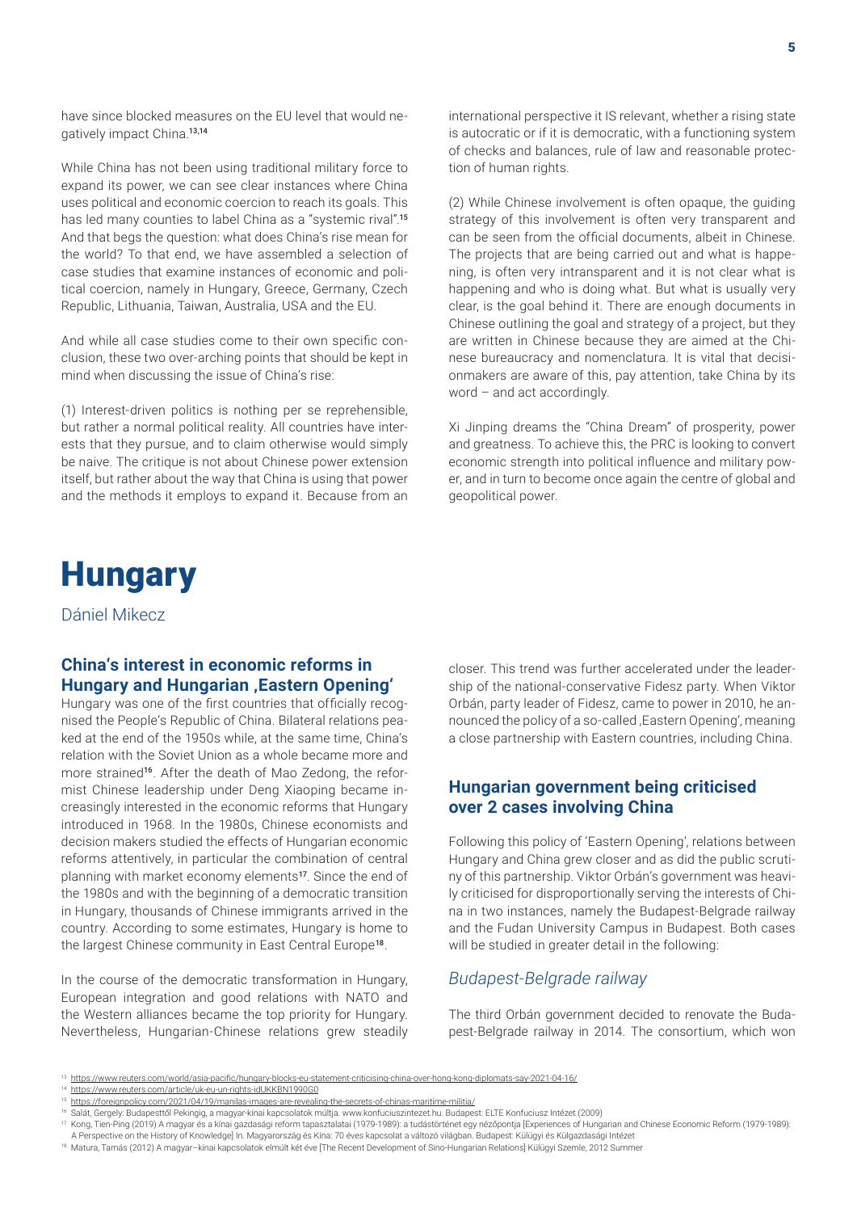have since blocked measures on the EU level that would negatively impact China.[13,14]

While China has not been using traditional military force to expand its power, we can see clear instances where China uses political and economic coercion to reach its goals. This has led many counties to label China as a "systemic rival".[15] And that begs the question: what does China's rise mean for the world? To that end, we have assembled a selection of case studies that examine instances of economic and political coercion, namely in Hungary, Greece, Germany, Czech Republic, Lithuania, Taiwan, Australia, USA and the EU.

And while all case studies come to their own specific conclusion, these two over-arching points that should be kept in mind when discussing the issue of China's rise:

(1) Interest-driven politics is nothing per se reprehensible, but rather a normal political reality. All countries have interests that they pursue, and to claim otherwise would simply be naive. The critique is not about Chinese power extension itself, but rather about the way that China is using that power and the methods it employs to expand it. Because from an international perspective it IS relevant, whether a rising state is autocratic or if it is democratic, with a functioning system of checks and balances, rule of law and reasonable protection of human rights.

(2) While Chinese involvement is often opaque, the guiding strategy of this involvement is often very transparent and can be seen from the official documents, albeit in Chinese. The projects that are being carried out and what is happening, is often very intransparent and it is not clear what is happening and who is doing what. But what is usually very clear, is the goal behind it. There are enough documents in Chinese outlining the goal and strategy of a project, but they are written in Chinese because they are aimed at the Chinese bureaucracy and nomenclatura. It is vital that decisionmakers are aware of this, pay attention, take China by its word – and act accordingly.

Xi Jinping dreams the "China Dream" of prosperity, power and greatness. To achieve this, the PRC is looking to convert economic strength into political influence and military power, and in turn to become once again the centre of global and geopolitical power.

# Hungary

Dániel Mikecz

## China's interest in economic reforms in Hungary and Hungarian 'Eastern Opening'

Hungary was one of the first countries that officially recognised the People's Republic of China. Bilateral relations peaked at the end of the 1950s while, at the same time, China's relation with the Soviet Union as a whole became more and more strained[16]. After the death of Mao Zedong, the reformist Chinese leadership under Deng Xiaoping became increasingly interested in the economic reforms that Hungary introduced in 1968. In the 1980s, Chinese economists and decision makers studied the effects of Hungarian economic reforms attentively, in particular the combination of central planning with market economy elements[17]. Since the end of the 1980s and with the beginning of a democratic transition in Hungary, thousands of Chinese immigrants arrived in the country. According to some estimates, Hungary is home to the largest Chinese community in East Central Europe[18].

In the course of the democratic transformation in Hungary, European integration and good relations with NATO and the Western alliances became the top priority for Hungary. Nevertheless, Hungarian-Chinese relations grew steadily closer. This trend was further accelerated under the leadership of the national-conservative Fidesz party. When Viktor Orbán, party leader of Fidesz, came to power in 2010, he announced the policy of a so-called 'Eastern Opening', meaning a close partnership with Eastern countries, including China.

## Hungarian government being criticised over 2 cases involving China

Following this policy of 'Eastern Opening', relations between Hungary and China grew closer and as did the public scrutiny of this partnership. Viktor Orbán's government was heavily criticised for disproportionally serving the interests of China in two instances, namely the Budapest-Belgrade railway and the Fudan University Campus in Budapest. Both cases will be studied in greater detail in the following:

### *Budapest-Belgrade railway*

The third Orbán government decided to renovate the Budapest-Belgrade railway in 2014. The consortium, which won

[13] https://www.reuters.com/world/asia-pacific/hungary-blocks-eu-statement-criticising-china-over-hong-kong-diplomats-say-2021-04-16/
[14] https://www.reuters.com/article/uk-eu-un-rights-idUKKBN1990G0
[15] https://foreignpolicy.com/2021/04/19/manilas-images-are-revealing-the-secrets-of-chinas-maritime-militia/
[16] Salát, Gergely: Budapesttől Pekingig, a magyar-kínai kapcsolatok múltja. www.konfuciuszintezet.hu. Budapest: ELTE Konfuciusz Intézet (2009)
[17] Kong, Tien-Ping (2019) A magyar és a kínai gazdasági reform tapasztalatai (1979-1989): a tudástörténet egy nézőpontja [Experiences of Hungarian and Chinese Economic Reform (1979-1989): A Perspective on the History of Knowledge] In. Magyarország és Kína: 70 éves kapcsolat a változó világban. Budapest: Külügyi és Külgazdasági Intézet
[18] Matura, Tamás (2012) A magyar–kínai kapcsolatok elmúlt két éve [The Recent Development of Sino-Hungarian Relations] Külügyi Szemle, 2012 Summer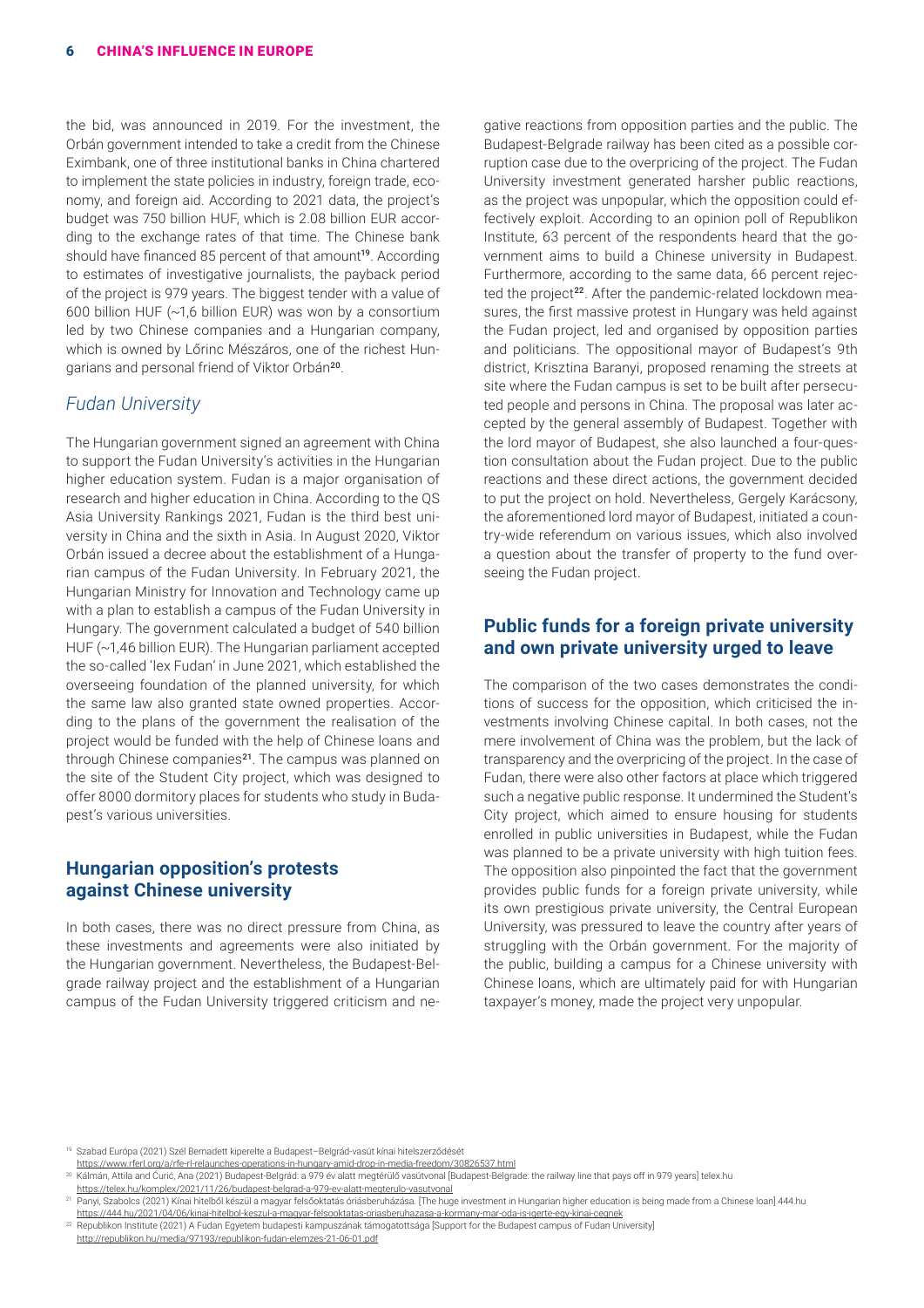the bid, was announced in 2019. For the investment, the Orbán government intended to take a credit from the Chinese Eximbank, one of three institutional banks in China chartered to implement the state policies in industry, foreign trade, economy, and foreign aid. According to 2021 data, the project's budget was 750 billion HUF, which is 2.08 billion EUR according to the exchange rates of that time. The Chinese bank should have financed 85 percent of that amount[19]. According to estimates of investigative journalists, the payback period of the project is 979 years. The biggest tender with a value of 600 billion HUF (~1,6 billion EUR) was won by a consortium led by two Chinese companies and a Hungarian company, which is owned by Lőrinc Mészáros, one of the richest Hungarians and personal friend of Viktor Orbán[20].

### *Fudan University*

The Hungarian government signed an agreement with China to support the Fudan University's activities in the Hungarian higher education system. Fudan is a major organisation of research and higher education in China. According to the QS Asia University Rankings 2021, Fudan is the third best university in China and the sixth in Asia. In August 2020, Viktor Orbán issued a decree about the establishment of a Hungarian campus of the Fudan University. In February 2021, the Hungarian Ministry for Innovation and Technology came up with a plan to establish a campus of the Fudan University in Hungary. The government calculated a budget of 540 billion HUF (~1,46 billion EUR). The Hungarian parliament accepted the so-called 'lex Fudan' in June 2021, which established the overseeing foundation of the planned university, for which the same law also granted state owned properties. According to the plans of the government the realisation of the project would be funded with the help of Chinese loans and through Chinese companies[21]. The campus was planned on the site of the Student City project, which was designed to offer 8000 dormitory places for students who study in Budapest's various universities.

## Hungarian opposition's protests against Chinese university

In both cases, there was no direct pressure from China, as these investments and agreements were also initiated by the Hungarian government. Nevertheless, the Budapest-Belgrade railway project and the establishment of a Hungarian campus of the Fudan University triggered criticism and negative reactions from opposition parties and the public. The Budapest-Belgrade railway has been cited as a possible corruption case due to the overpricing of the project. The Fudan University investment generated harsher public reactions, as the project was unpopular, which the opposition could effectively exploit. According to an opinion poll of Republikon Institute, 63 percent of the respondents heard that the government aims to build a Chinese university in Budapest. Furthermore, according to the same data, 66 percent rejected the project[22]. After the pandemic-related lockdown measures, the first massive protest in Hungary was held against the Fudan project, led and organised by opposition parties and politicians. The oppositional mayor of Budapest's 9th district, Krisztina Baranyi, proposed renaming the streets at site where the Fudan campus is set to be built after persecuted people and persons in China. The proposal was later accepted by the general assembly of Budapest. Together with the lord mayor of Budapest, she also launched a four-question consultation about the Fudan project. Due to the public reactions and these direct actions, the government decided to put the project on hold. Nevertheless, Gergely Karácsony, the aforementioned lord mayor of Budapest, initiated a country-wide referendum on various issues, which also involved a question about the transfer of property to the fund overseeing the Fudan project.

## Public funds for a foreign private university and own private university urged to leave

The comparison of the two cases demonstrates the conditions of success for the opposition, which criticised the investments involving Chinese capital. In both cases, not the mere involvement of China was the problem, but the lack of transparency and the overpricing of the project. In the case of Fudan, there were also other factors at place which triggered such a negative public response. It undermined the Student's City project, which aimed to ensure housing for students enrolled in public universities in Budapest, while the Fudan was planned to be a private university with high tuition fees. The opposition also pinpointed the fact that the government provides public funds for a foreign private university, while its own prestigious private university, the Central European University, was pressured to leave the country after years of struggling with the Orbán government. For the majority of the public, building a campus for a Chinese university with Chinese loans, which are ultimately paid for with Hungarian taxpayer's money, made the project very unpopular.

---

[19] Szabad Európa (2021) Szél Bernadett kiperelte a Budapest–Belgrád-vasút kínai hitelszerződését https://www.rferl.org/a/rfe-rl-relaunches-operations-in-hungary-amid-drop-in-media-freedom/30826537.html

[20] Kálmán, Attila and Ćurić, Ana (2021) Budapest-Belgrád: a 979 év alatt megtérülő vasútvonal [Budapest-Belgrade: the railway line that pays off in 979 years] telex.hu https://telex.hu/komplex/2021/11/26/budapest-belgrad-a-979-ev-alatt-megterulo-vasutvonal

[21] Panyi, Szabolcs (2021) Kínai hitelből készül a magyar felsőoktatás óriásberuházása. [The huge investment in Hungarian higher education is being made from a Chinese loan] 444.hu https://444.hu/2021/04/06/kinai-hitelbol-keszul-a-magyar-felsooktatas-oriasberuhazasa-a-kormany-mar-oda-is-igerte-egy-kinai-cegnek

[22] Republikon Institute (2021) A Fudan Egyetem budapesti kampuszának támogatottsága [Support for the Budapest campus of Fudan University] http://republikon.hu/media/97193/republikon-fudan-elemzes-21-06-01.pdf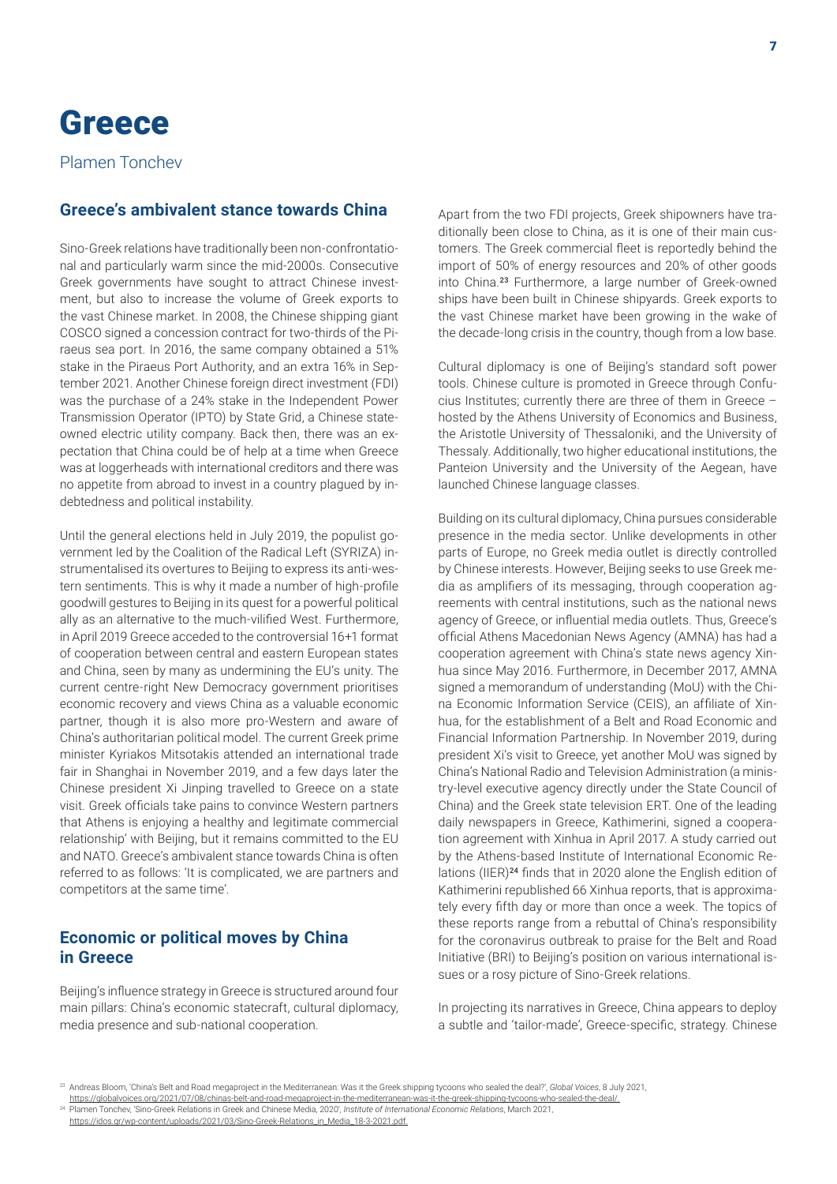# Greece

Plamen Tonchev

## Greece's ambivalent stance towards China

Sino-Greek relations have traditionally been non-confrontational and particularly warm since the mid-2000s. Consecutive Greek governments have sought to attract Chinese investment, but also to increase the volume of Greek exports to the vast Chinese market. In 2008, the Chinese shipping giant COSCO signed a concession contract for two-thirds of the Piraeus sea port. In 2016, the same company obtained a 51% stake in the Piraeus Port Authority, and an extra 16% in September 2021. Another Chinese foreign direct investment (FDI) was the purchase of a 24% stake in the Independent Power Transmission Operator (IPTO) by State Grid, a Chinese state-owned electric utility company. Back then, there was an expectation that China could be of help at a time when Greece was at loggerheads with international creditors and there was no appetite from abroad to invest in a country plagued by indebtedness and political instability.

Until the general elections held in July 2019, the populist government led by the Coalition of the Radical Left (SYRIZA) instrumentalised its overtures to Beijing to express its anti-western sentiments. This is why it made a number of high-profile goodwill gestures to Beijing in its quest for a powerful political ally as an alternative to the much-vilified West. Furthermore, in April 2019 Greece acceded to the controversial 16+1 format of cooperation between central and eastern European states and China, seen by many as undermining the EU's unity. The current centre-right New Democracy government prioritises economic recovery and views China as a valuable economic partner, though it is also more pro-Western and aware of China's authoritarian political model. The current Greek prime minister Kyriakos Mitsotakis attended an international trade fair in Shanghai in November 2019, and a few days later the Chinese president Xi Jinping travelled to Greece on a state visit. Greek officials take pains to convince Western partners that Athens is enjoying a healthy and legitimate commercial relationship' with Beijing, but it remains committed to the EU and NATO. Greece's ambivalent stance towards China is often referred to as follows: 'It is complicated, we are partners and competitors at the same time'.

## Economic or political moves by China in Greece

Beijing's influence strategy in Greece is structured around four main pillars: China's economic statecraft, cultural diplomacy, media presence and sub-national cooperation.

Apart from the two FDI projects, Greek shipowners have traditionally been close to China, as it is one of their main customers. The Greek commercial fleet is reportedly behind the import of 50% of energy resources and 20% of other goods into China.[23] Furthermore, a large number of Greek-owned ships have been built in Chinese shipyards. Greek exports to the vast Chinese market have been growing in the wake of the decade-long crisis in the country, though from a low base.

Cultural diplomacy is one of Beijing's standard soft power tools. Chinese culture is promoted in Greece through Confucius Institutes; currently there are three of them in Greece – hosted by the Athens University of Economics and Business, the Aristotle University of Thessaloniki, and the University of Thessaly. Additionally, two higher educational institutions, the Panteion University and the University of the Aegean, have launched Chinese language classes.

Building on its cultural diplomacy, China pursues considerable presence in the media sector. Unlike developments in other parts of Europe, no Greek media outlet is directly controlled by Chinese interests. However, Beijing seeks to use Greek media as amplifiers of its messaging, through cooperation agreements with central institutions, such as the national news agency of Greece, or influential media outlets. Thus, Greece's official Athens Macedonian News Agency (AMNA) has had a cooperation agreement with China's state news agency Xinhua since May 2016. Furthermore, in December 2017, AMNA signed a memorandum of understanding (MoU) with the China Economic Information Service (CEIS), an affiliate of Xinhua, for the establishment of a Belt and Road Economic and Financial Information Partnership. In November 2019, during president Xi's visit to Greece, yet another MoU was signed by China's National Radio and Television Administration (a ministry-level executive agency directly under the State Council of China) and the Greek state television ERT. One of the leading daily newspapers in Greece, Kathimerini, signed a cooperation agreement with Xinhua in April 2017. A study carried out by the Athens-based Institute of International Economic Relations (IIER)[24] finds that in 2020 alone the English edition of Kathimerini republished 66 Xinhua reports, that is approximately every fifth day or more than once a week. The topics of these reports range from a rebuttal of China's responsibility for the coronavirus outbreak to praise for the Belt and Road Initiative (BRI) to Beijing's position on various international issues or a rosy picture of Sino-Greek relations.

In projecting its narratives in Greece, China appears to deploy a subtle and 'tailor-made', Greece-specific, strategy. Chinese

[23] Andreas Bloom, 'China's Belt and Road megaproject in the Mediterranean: Was it the Greek shipping tycoons who sealed the deal?', *Global Voices*, 8 July 2021, https://globalvoices.org/2021/07/08/chinas-belt-and-road-megaproject-in-the-mediterranean-was-it-the-greek-shipping-tycoons-who-sealed-the-deal/

[24] Plamen Tonchev, 'Sino-Greek Relations in Greek and Chinese Media, 2020', *Institute of International Economic Relations*, March 2021, https://idos.gr/wp-content/uploads/2021/03/Sino-Greek-Relations_in_Media_18-3-2021.pdf.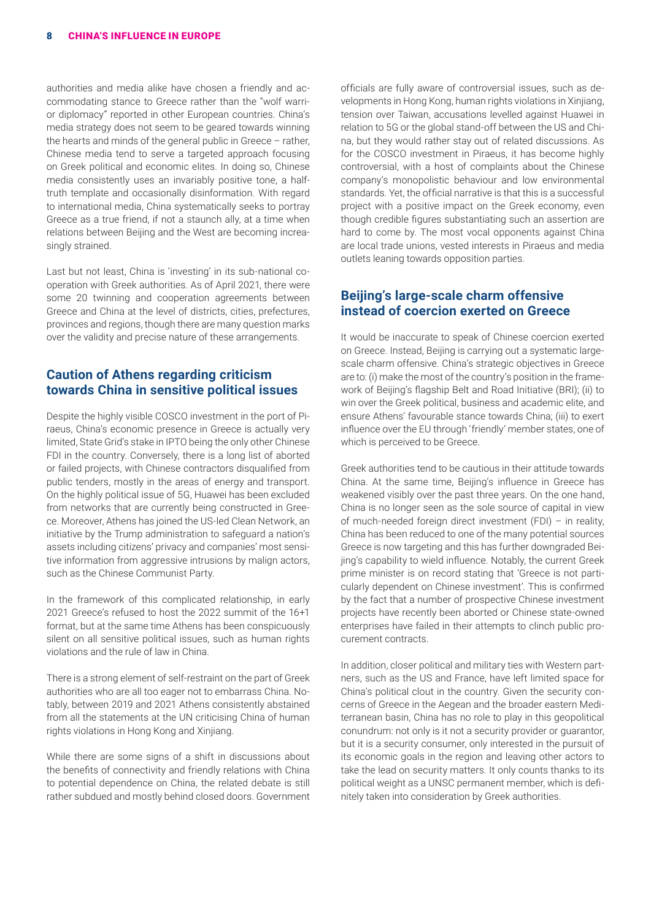authorities and media alike have chosen a friendly and accommodating stance to Greece rather than the "wolf warrior diplomacy" reported in other European countries. China's media strategy does not seem to be geared towards winning the hearts and minds of the general public in Greece – rather, Chinese media tend to serve a targeted approach focusing on Greek political and economic elites. In doing so, Chinese media consistently uses an invariably positive tone, a half-truth template and occasionally disinformation. With regard to international media, China systematically seeks to portray Greece as a true friend, if not a staunch ally, at a time when relations between Beijing and the West are becoming increasingly strained.

Last but not least, China is 'investing' in its sub-national cooperation with Greek authorities. As of April 2021, there were some 20 twinning and cooperation agreements between Greece and China at the level of districts, cities, prefectures, provinces and regions, though there are many question marks over the validity and precise nature of these arrangements.

## Caution of Athens regarding criticism towards China in sensitive political issues

Despite the highly visible COSCO investment in the port of Piraeus, China's economic presence in Greece is actually very limited, State Grid's stake in IPTO being the only other Chinese FDI in the country. Conversely, there is a long list of aborted or failed projects, with Chinese contractors disqualified from public tenders, mostly in the areas of energy and transport. On the highly political issue of 5G, Huawei has been excluded from networks that are currently being constructed in Greece. Moreover, Athens has joined the US-led Clean Network, an initiative by the Trump administration to safeguard a nation's assets including citizens' privacy and companies' most sensitive information from aggressive intrusions by malign actors, such as the Chinese Communist Party.

In the framework of this complicated relationship, in early 2021 Greece's refused to host the 2022 summit of the 16+1 format, but at the same time Athens has been conspicuously silent on all sensitive political issues, such as human rights violations and the rule of law in China.

There is a strong element of self-restraint on the part of Greek authorities who are all too eager not to embarrass China. Notably, between 2019 and 2021 Athens consistently abstained from all the statements at the UN criticising China of human rights violations in Hong Kong and Xinjiang.

While there are some signs of a shift in discussions about the benefits of connectivity and friendly relations with China to potential dependence on China, the related debate is still rather subdued and mostly behind closed doors. Government officials are fully aware of controversial issues, such as developments in Hong Kong, human rights violations in Xinjiang, tension over Taiwan, accusations levelled against Huawei in relation to 5G or the global stand-off between the US and China, but they would rather stay out of related discussions. As for the COSCO investment in Piraeus, it has become highly controversial, with a host of complaints about the Chinese company's monopolistic behaviour and low environmental standards. Yet, the official narrative is that this is a successful project with a positive impact on the Greek economy, even though credible figures substantiating such an assertion are hard to come by. The most vocal opponents against China are local trade unions, vested interests in Piraeus and media outlets leaning towards opposition parties.

## Beijing's large-scale charm offensive instead of coercion exerted on Greece

It would be inaccurate to speak of Chinese coercion exerted on Greece. Instead, Beijing is carrying out a systematic large-scale charm offensive. China's strategic objectives in Greece are to: (i) make the most of the country's position in the framework of Beijing's flagship Belt and Road Initiative (BRI); (ii) to win over the Greek political, business and academic elite, and ensure Athens' favourable stance towards China; (iii) to exert influence over the EU through 'friendly' member states, one of which is perceived to be Greece.

Greek authorities tend to be cautious in their attitude towards China. At the same time, Beijing's influence in Greece has weakened visibly over the past three years. On the one hand, China is no longer seen as the sole source of capital in view of much-needed foreign direct investment (FDI) – in reality, China has been reduced to one of the many potential sources Greece is now targeting and this has further downgraded Beijing's capability to wield influence. Notably, the current Greek prime minister is on record stating that 'Greece is not particularly dependent on Chinese investment'. This is confirmed by the fact that a number of prospective Chinese investment projects have recently been aborted or Chinese state-owned enterprises have failed in their attempts to clinch public procurement contracts.

In addition, closer political and military ties with Western partners, such as the US and France, have left limited space for China's political clout in the country. Given the security concerns of Greece in the Aegean and the broader eastern Mediterranean basin, China has no role to play in this geopolitical conundrum: not only is it not a security provider or guarantor, but it is a security consumer, only interested in the pursuit of its economic goals in the region and leaving other actors to take the lead on security matters. It only counts thanks to its political weight as a UNSC permanent member, which is definitely taken into consideration by Greek authorities.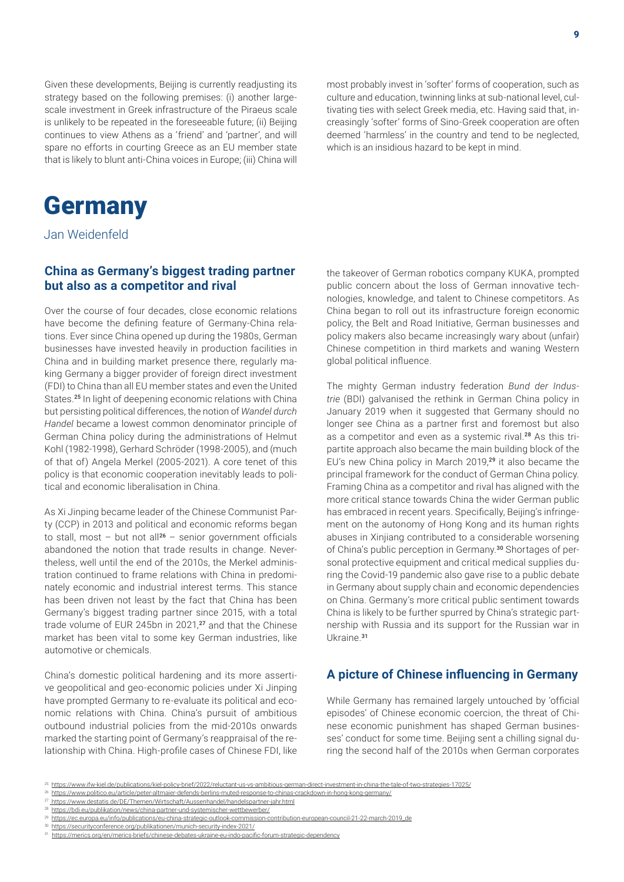Given these developments, Beijing is currently readjusting its strategy based on the following premises: (i) another large-scale investment in Greek infrastructure of the Piraeus scale is unlikely to be repeated in the foreseeable future; (ii) Beijing continues to view Athens as a 'friend' and 'partner', and will spare no efforts in courting Greece as an EU member state that is likely to blunt anti-China voices in Europe; (iii) China will most probably invest in 'softer' forms of cooperation, such as culture and education, twinning links at sub-national level, cultivating ties with select Greek media, etc. Having said that, increasingly 'softer' forms of Sino-Greek cooperation are often deemed 'harmless' in the country and tend to be neglected, which is an insidious hazard to be kept in mind.

# Germany

Jan Weidenfeld

## China as Germany's biggest trading partner but also as a competitor and rival

Over the course of four decades, close economic relations have become the defining feature of Germany-China relations. Ever since China opened up during the 1980s, German businesses have invested heavily in production facilities in China and in building market presence there, regularly making Germany a bigger provider of foreign direct investment (FDI) to China than all EU member states and even the United States.[25] In light of deepening economic relations with China but persisting political differences, the notion of *Wandel durch Handel* became a lowest common denominator principle of German China policy during the administrations of Helmut Kohl (1982-1998), Gerhard Schröder (1998-2005), and (much of that of) Angela Merkel (2005-2021). A core tenet of this policy is that economic cooperation inevitably leads to political and economic liberalisation in China.

As Xi Jinping became leader of the Chinese Communist Party (CCP) in 2013 and political and economic reforms began to stall, most – but not all[26] – senior government officials abandoned the notion that trade results in change. Nevertheless, well until the end of the 2010s, the Merkel administration continued to frame relations with China in predominately economic and industrial interest terms. This stance has been driven not least by the fact that China has been Germany's biggest trading partner since 2015, with a total trade volume of EUR 245bn in 2021,[27] and that the Chinese market has been vital to some key German industries, like automotive or chemicals.

China's domestic political hardening and its more assertive geopolitical and geo-economic policies under Xi Jinping have prompted Germany to re-evaluate its political and economic relations with China. China's pursuit of ambitious outbound industrial policies from the mid-2010s onwards marked the starting point of Germany's reappraisal of the relationship with China. High-profile cases of Chinese FDI, like the takeover of German robotics company KUKA, prompted public concern about the loss of German innovative technologies, knowledge, and talent to Chinese competitors. As China began to roll out its infrastructure foreign economic policy, the Belt and Road Initiative, German businesses and policy makers also became increasingly wary about (unfair) Chinese competition in third markets and waning Western global political influence.

The mighty German industry federation *Bund der Industrie* (BDI) galvanised the rethink in German China policy in January 2019 when it suggested that Germany should no longer see China as a partner first and foremost but also as a competitor and even as a systemic rival.[28] As this tripartite approach also became the main building block of the EU's new China policy in March 2019,[29] it also became the principal framework for the conduct of German China policy. Framing China as a competitor and rival has aligned with the more critical stance towards China the wider German public has embraced in recent years. Specifically, Beijing's infringement on the autonomy of Hong Kong and its human rights abuses in Xinjiang contributed to a considerable worsening of China's public perception in Germany.[30] Shortages of personal protective equipment and critical medical supplies during the Covid-19 pandemic also gave rise to a public debate in Germany about supply chain and economic dependencies on China. Germany's more critical public sentiment towards China is likely to be further spurred by China's strategic partnership with Russia and its support for the Russian war in Ukraine.[31]

## A picture of Chinese influencing in Germany

While Germany has remained largely untouched by 'official episodes' of Chinese economic coercion, the threat of Chinese economic punishment has shaped German businesses' conduct for some time. Beijing sent a chilling signal during the second half of the 2010s when German corporates

[25] https://www.ifw-kiel.de/publications/kiel-policy-brief/2022/reluctant-us-vs-ambitious-german-direct-investment-in-china-the-tale-of-two-strategies-17025/

[26] https://www.politico.eu/article/peter-altmaier-defends-berlins-muted-response-to-chinas-crackdown-in-hong-kong-germany/

[27] https://www.destatis.de/DE/Themen/Wirtschaft/Aussenhandel/handelspartner-jahr.html

[28] https://bdi.eu/publikation/news/china-partner-und-systemischer-wettbewerber/

[29] https://ec.europa.eu/info/publications/eu-china-strategic-outlook-commission-contribution-european-council-21-22-march-2019_de

[30] https://securityconference.org/publikationen/munich-security-index-2021/

[31] https://merics.org/en/merics-briefs/chinese-debates-ukraine-eu-indo-pacific-forum-strategic-dependency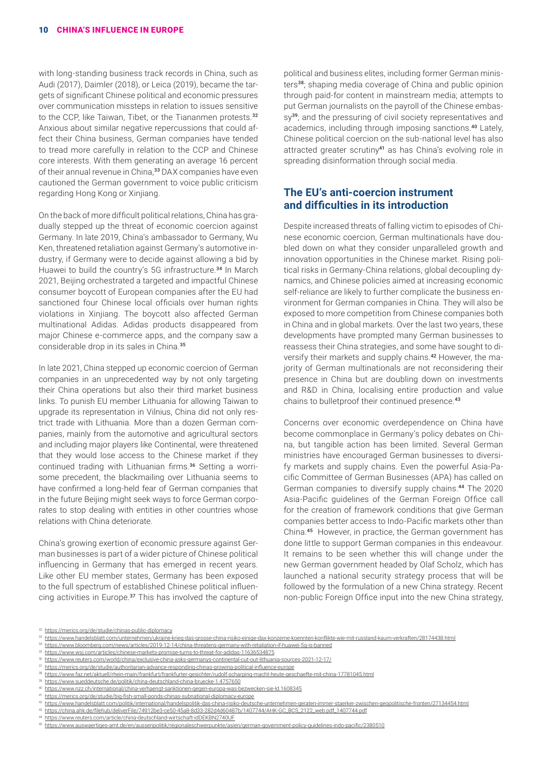with long-standing business track records in China, such as Audi (2017), Daimler (2018), or Leica (2019), became the targets of significant Chinese political and economic pressures over communication missteps in relation to issues sensitive to the CCP, like Taiwan, Tibet, or the Tiananmen protests.[32] Anxious about similar negative repercussions that could affect their China business, German companies have tended to tread more carefully in relation to the CCP and Chinese core interests. With them generating an average 16 percent of their annual revenue in China,[33] DAX companies have even cautioned the German government to voice public criticism regarding Hong Kong or Xinjiang.

On the back of more difficult political relations, China has gradually stepped up the threat of economic coercion against Germany. In late 2019, China's ambassador to Germany, Wu Ken, threatened retaliation against Germany's automotive industry, if Germany were to decide against allowing a bid by Huawei to build the country's 5G infrastructure.[34] In March 2021, Beijing orchestrated a targeted and impactful Chinese consumer boycott of European companies after the EU had sanctioned four Chinese local officials over human rights violations in Xinjiang. The boycott also affected German multinational Adidas. Adidas products disappeared from major Chinese e-commerce apps, and the company saw a considerable drop in its sales in China.[35]

In late 2021, China stepped up economic coercion of German companies in an unprecedented way by not only targeting their China operations but also their third market business links. To punish EU member Lithuania for allowing Taiwan to upgrade its representation in Vilnius, China did not only restrict trade with Lithuania. More than a dozen German companies, mainly from the automotive and agricultural sectors and including major players like Continental, were threatened that they would lose access to the Chinese market if they continued trading with Lithuanian firms.[36] Setting a worrisome precedent, the blackmailing over Lithuania seems to have confirmed a long-held fear of German companies that in the future Beijing might seek ways to force German corporates to stop dealing with entities in other countries whose relations with China deteriorate.

China's growing exertion of economic pressure against German businesses is part of a wider picture of Chinese political influencing in Germany that has emerged in recent years. Like other EU member states, Germany has been exposed to the full spectrum of established Chinese political influencing activities in Europe.[37] This has involved the capture of political and business elites, including former German ministers[38]; shaping media coverage of China and public opinion through paid-for content in mainstream media; attempts to put German journalists on the payroll of the Chinese embassy[39]; and the pressuring of civil society representatives and academics, including through imposing sanctions.[40] Lately, Chinese political coercion on the sub-national level has also attracted greater scrutiny[41] as has China's evolving role in spreading disinformation through social media.

## The EU's anti-coercion instrument and difficulties in its introduction

Despite increased threats of falling victim to episodes of Chinese economic coercion, German multinationals have doubled down on what they consider unparalleled growth and innovation opportunities in the Chinese market. Rising political risks in Germany-China relations, global decoupling dynamics, and Chinese policies aimed at increasing economic self-reliance are likely to further complicate the business environment for German companies in China. They will also be exposed to more competition from Chinese companies both in China and in global markets. Over the last two years, these developments have prompted many German businesses to reassess their China strategies, and some have sought to diversify their markets and supply chains.[42] However, the majority of German multinationals are not reconsidering their presence in China but are doubling down on investments and R&D in China, localising entire production and value chains to bulletproof their continued presence.[43]

Concerns over economic overdependence on China have become commonplace in Germany's policy debates on China, but tangible action has been limited. Several German ministries have encouraged German businesses to diversify markets and supply chains. Even the powerful Asia-Pacific Committee of German Businesses (APA) has called on German companies to diversify supply chains.[44] The 2020 Asia-Pacific guidelines of the German Foreign Office call for the creation of framework conditions that give German companies better access to Indo-Pacific markets other than China.[45] However, in practice, the German government has done little to support German companies in this endeavour. It remains to be seen whether this will change under the new German government headed by Olaf Scholz, which has launched a national security strategy process that will be followed by the formulation of a new China strategy. Recent non-public Foreign Office input into the new China strategy,

---

[32] https://merics.org/de/studie/chinas-public-diplomacy

[33] https://www.handelsblatt.com/unternehmen/ukraine-krieg-das-grosse-china-risiko-einige-dax-konzerne-koennten-konflikte-wie-mit-russland-kaum-verkraften/28174438.html

[34] https://www.bloomberg.com/news/articles/2019-12-14/china-threatens-germany-with-retaliation-if-huawei-5g-is-banned

[35] https://www.wsj.com/articles/chinese-markets-promise-turns-to-threat-for-adidas-11636534875

[36] https://www.reuters.com/world/china/exclusive-china-asks-germanys-continental-cut-out-lithuania-sources-2021-12-17/

[37] https://merics.org/de/studie/authoritarian-advance-responding-chinas-growing-political-influence-europe

[38] https://www.faz.net/aktuell/rhein-main/frankfurt/frankfurter-gesichter/rudolf-scharping-macht-heute-geschaefte-mit-china-17781045.html

[39] https://www.sueddeutsche.de/politik/china-deutschland-china-bruecke-1.4757650

[40] https://www.nzz.ch/international/china-verhaengt-sanktionen-gegen-europa-was-bezwecken-sie-ld.1608345

[41] https://merics.org/de/studie/big-fish-small-ponds-chinas-subnational-diplomacy-europe

[42] https://www.handelsblatt.com/politik/international/handelspolitik-das-china-risiko-deutsche-unternehmen-geraten-immer-staerker-zwischen-geopolitische-fronten/27134454.html

[43] https://china.ahk.de/filehub/deliverFile/74912be3-ce50-45a8-8d33-282d4d60487b/1407744/AHK-GC_BCS_2122_web.pdf_1407744.pdf

[44] https://www.reuters.com/article/china-deutschland-wirtschaft-idDEKBN2740UF

[45] https://www.auswaertiges-amt.de/en/aussenpolitik/regionaleschwerpunkte/asien/german-government-policy-guidelines-indo-pacific/2380510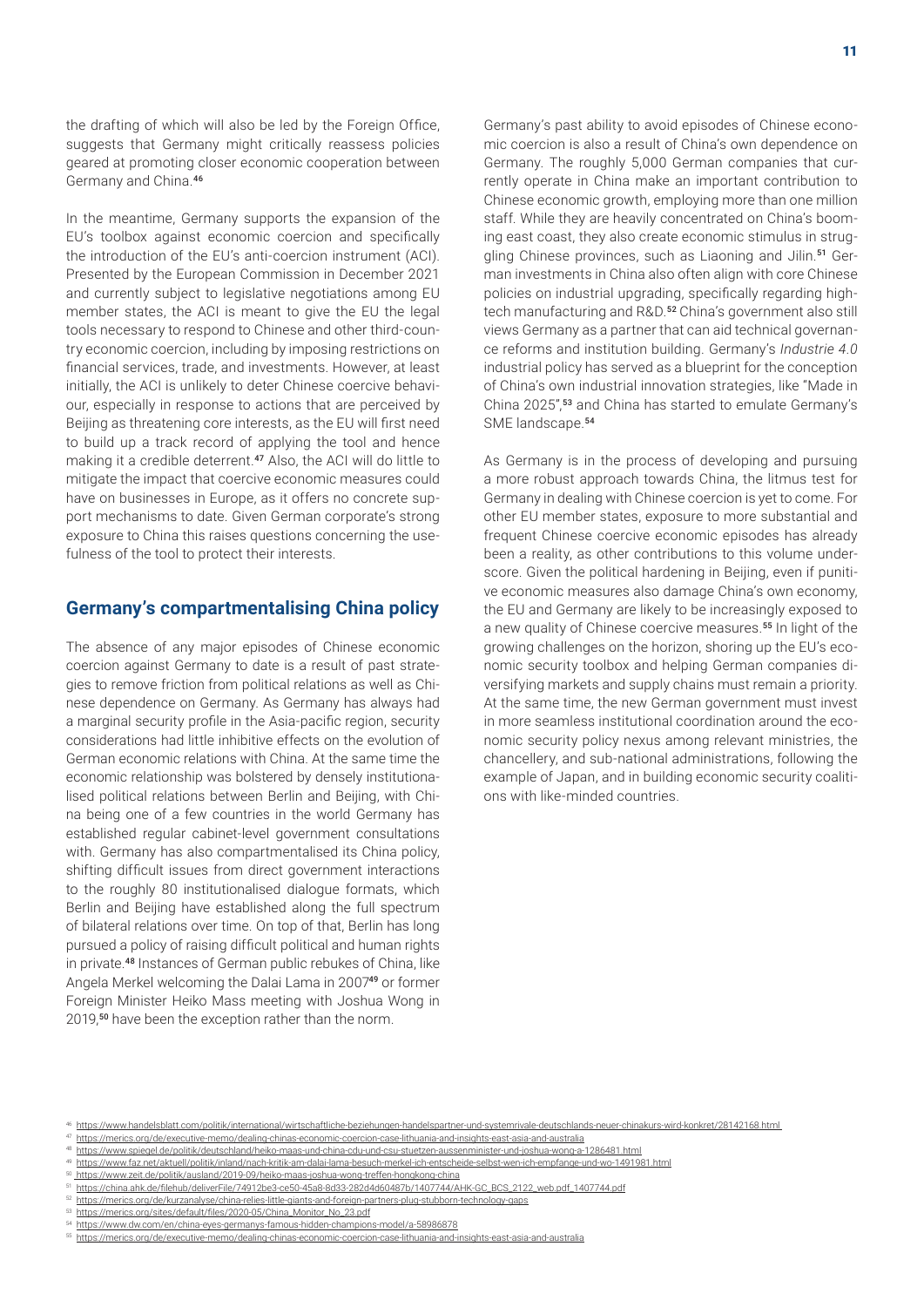the drafting of which will also be led by the Foreign Office, suggests that Germany might critically reassess policies geared at promoting closer economic cooperation between Germany and China.[46]

In the meantime, Germany supports the expansion of the EU's toolbox against economic coercion and specifically the introduction of the EU's anti-coercion instrument (ACI). Presented by the European Commission in December 2021 and currently subject to legislative negotiations among EU member states, the ACI is meant to give the EU the legal tools necessary to respond to Chinese and other third-country economic coercion, including by imposing restrictions on financial services, trade, and investments. However, at least initially, the ACI is unlikely to deter Chinese coercive behaviour, especially in response to actions that are perceived by Beijing as threatening core interests, as the EU will first need to build up a track record of applying the tool and hence making it a credible deterrent.[47] Also, the ACI will do little to mitigate the impact that coercive economic measures could have on businesses in Europe, as it offers no concrete support mechanisms to date. Given German corporate's strong exposure to China this raises questions concerning the usefulness of the tool to protect their interests.

## Germany's compartmentalising China policy

The absence of any major episodes of Chinese economic coercion against Germany to date is a result of past strategies to remove friction from political relations as well as Chinese dependence on Germany. As Germany has always had a marginal security profile in the Asia-pacific region, security considerations had little inhibitive effects on the evolution of German economic relations with China. At the same time the economic relationship was bolstered by densely institutionalised political relations between Berlin and Beijing, with China being one of a few countries in the world Germany has established regular cabinet-level government consultations with. Germany has also compartmentalised its China policy, shifting difficult issues from direct government interactions to the roughly 80 institutionalised dialogue formats, which Berlin and Beijing have established along the full spectrum of bilateral relations over time. On top of that, Berlin has long pursued a policy of raising difficult political and human rights in private.[48] Instances of German public rebukes of China, like Angela Merkel welcoming the Dalai Lama in 2007[49] or former Foreign Minister Heiko Mass meeting with Joshua Wong in 2019,[50] have been the exception rather than the norm.

Germany's past ability to avoid episodes of Chinese economic coercion is also a result of China's own dependence on Germany. The roughly 5,000 German companies that currently operate in China make an important contribution to Chinese economic growth, employing more than one million staff. While they are heavily concentrated on China's booming east coast, they also create economic stimulus in struggling Chinese provinces, such as Liaoning and Jilin.[51] German investments in China also often align with core Chinese policies on industrial upgrading, specifically regarding high-tech manufacturing and R&D.[52] China's government also still views Germany as a partner that can aid technical governance reforms and institution building. Germany's *Industrie 4.0* industrial policy has served as a blueprint for the conception of China's own industrial innovation strategies, like "Made in China 2025",[53] and China has started to emulate Germany's SME landscape.[54]

As Germany is in the process of developing and pursuing a more robust approach towards China, the litmus test for Germany in dealing with Chinese coercion is yet to come. For other EU member states, exposure to more substantial and frequent Chinese coercive economic episodes has already been a reality, as other contributions to this volume underscore. Given the political hardening in Beijing, even if punitive economic measures also damage China's own economy, the EU and Germany are likely to be increasingly exposed to a new quality of Chinese coercive measures.[55] In light of the growing challenges on the horizon, shoring up the EU's economic security toolbox and helping German companies diversifying markets and supply chains must remain a priority. At the same time, the new German government must invest in more seamless institutional coordination around the economic security policy nexus among relevant ministries, the chancellery, and sub-national administrations, following the example of Japan, and in building economic security coalitions with like-minded countries.

[46] https://www.handelsblatt.com/politik/international/wirtschaftliche-beziehungen-handelspartner-und-systemrivale-deutschlands-neuer-chinakurs-wird-konkret/28142168.html

[47] https://merics.org/de/executive-memo/dealing-chinas-economic-coercion-case-lithuania-and-insights-east-asia-and-australia

[48] https://www.spiegel.de/politik/deutschland/heiko-maas-und-china-cdu-und-csu-stuetzen-aussenminister-und-joshua-wong-a-1286481.html

[49] https://www.faz.net/aktuell/politik/inland/nach-kritik-am-dalai-lama-besuch-merkel-ich-entscheide-selbst-wen-ich-empfange-und-wo-1491981.html

[50] https://www.zeit.de/politik/ausland/2019-09/heiko-maas-joshua-wong-treffen-hongkong-china

[51] https://china.ahk.de/filehub/deliverFile/74912be3-ce50-45a8-8d33-282d4d60487b/1407744/AHK-GC_BCS_2122_web.pdf_1407744.pdf

[52] https://merics.org/de/kurzanalyse/china-relies-little-giants-and-foreign-partners-plug-stubborn-technology-gaps

[53] https://merics.org/sites/default/files/2020-05/China_Monitor_No_23.pdf

[54] https://www.dw.com/en/china-eyes-germanys-famous-hidden-champions-model/a-58986878

[55] https://merics.org/de/executive-memo/dealing-chinas-economic-coercion-case-lithuania-and-insights-east-asia-and-australia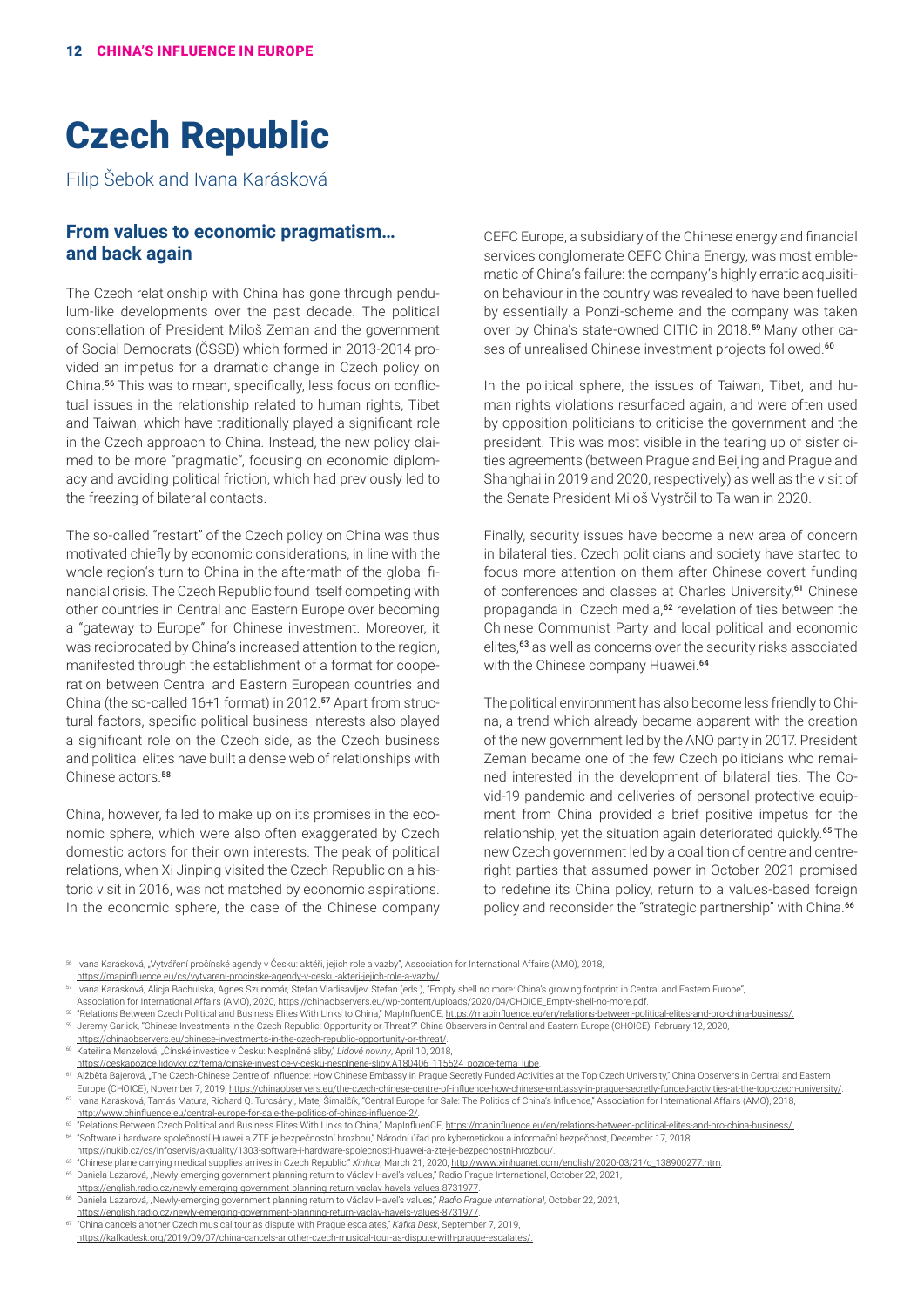# Czech Republic

Filip Šebok and Ivana Karásková

## From values to economic pragmatism… and back again

The Czech relationship with China has gone through pendulum-like developments over the past decade. The political constellation of President Miloš Zeman and the government of Social Democrats (ČSSD) which formed in 2013-2014 provided an impetus for a dramatic change in Czech policy on China.[56] This was to mean, specifically, less focus on conflictual issues in the relationship related to human rights, Tibet and Taiwan, which have traditionally played a significant role in the Czech approach to China. Instead, the new policy claimed to be more "pragmatic", focusing on economic diplomacy and avoiding political friction, which had previously led to the freezing of bilateral contacts.

The so-called "restart" of the Czech policy on China was thus motivated chiefly by economic considerations, in line with the whole region's turn to China in the aftermath of the global financial crisis. The Czech Republic found itself competing with other countries in Central and Eastern Europe over becoming a "gateway to Europe" for Chinese investment. Moreover, it was reciprocated by China's increased attention to the region, manifested through the establishment of a format for cooperation between Central and Eastern European countries and China (the so-called 16+1 format) in 2012.[57] Apart from structural factors, specific political business interests also played a significant role on the Czech side, as the Czech business and political elites have built a dense web of relationships with Chinese actors.[58]

China, however, failed to make up on its promises in the economic sphere, which were also often exaggerated by Czech domestic actors for their own interests. The peak of political relations, when Xi Jinping visited the Czech Republic on a historic visit in 2016, was not matched by economic aspirations. In the economic sphere, the case of the Chinese company CEFC Europe, a subsidiary of the Chinese energy and financial services conglomerate CEFC China Energy, was most emblematic of China's failure: the company's highly erratic acquisition behaviour in the country was revealed to have been fuelled by essentially a Ponzi-scheme and the company was taken over by China's state-owned CITIC in 2018.[59] Many other cases of unrealised Chinese investment projects followed.[60]

In the political sphere, the issues of Taiwan, Tibet, and human rights violations resurfaced again, and were often used by opposition politicians to criticise the government and the president. This was most visible in the tearing up of sister cities agreements (between Prague and Beijing and Prague and Shanghai in 2019 and 2020, respectively) as well as the visit of the Senate President Miloš Vystrčil to Taiwan in 2020.

Finally, security issues have become a new area of concern in bilateral ties. Czech politicians and society have started to focus more attention on them after Chinese covert funding of conferences and classes at Charles University,[61] Chinese propaganda in Czech media,[62] revelation of ties between the Chinese Communist Party and local political and economic elites,[63] as well as concerns over the security risks associated with the Chinese company Huawei.[64]

The political environment has also become less friendly to China, a trend which already became apparent with the creation of the new government led by the ANO party in 2017. President Zeman became one of the few Czech politicians who remained interested in the development of bilateral ties. The Covid-19 pandemic and deliveries of personal protective equipment from China provided a brief positive impetus for the relationship, yet the situation again deteriorated quickly.[65] The new Czech government led by a coalition of centre and centre-right parties that assumed power in October 2021 promised to redefine its China policy, return to a values-based foreign policy and reconsider the "strategic partnership" with China.[66]

---

56 Ivana Karásková, „Vytváření pročínské agendy v Česku: aktéři, jejich role a vazby", Association for International Affairs (AMO), 2018, https://mapinfluence.eu/cs/vytvareni-procinske-agendy-v-cesku-akteri-jejich-role-a-vazby/.

57 Ivana Karásková, Alicja Bachulska, Agnes Szunomár, Stefan Vladisavljev, Stefan (eds.), "Empty shell no more: China's growing footprint in Central and Eastern Europe", Association for International Affairs (AMO), 2020, https://chinaobservers.eu/wp-content/uploads/2020/04/CHOICE_Empty-shell-no-more.pdf.

58 "Relations Between Czech Political and Business Elites With Links to China," MapInfluenCE, https://mapinfluence.eu/en/relations-between-political-elites-and-pro-china-business/.

59 Jeremy Garlick, "Chinese Investments in the Czech Republic: Opportunity or Threat?" China Observers in Central and Eastern Europe (CHOICE), February 12, 2020, https://chinaobservers.eu/chinese-investments-in-the-czech-republic-opportunity-or-threat/.

60 Kateřina Menzelová, „Čínské investice v Česku: Nesplněné sliby," *Lidové noviny*, April 10, 2018, https://ceskapozice.lidovky.cz/tema/cinske-investice-v-cesku-nesplnene-sliby.A180406_115524_pozice-tema_lube.

61 Alžběta Bajerová, „The Czech-Chinese Centre of Influence: How Chinese Embassy in Prague Secretly Funded Activities at the Top Czech University," China Observers in Central and Eastern Europe (CHOICE), November 7, 2019, https://chinaobservers.eu/the-czech-chinese-centre-of-influence-how-chinese-embassy-in-prague-secretly-funded-activities-at-the-top-czech-university/.

62 Ivana Karásková, Tamás Matura, Richard Q. Turcsányi, Matej Šimalčík, "Central Europe for Sale: The Politics of China's Influence," Association for International Affairs (AMO), 2018, http://www.chinfluence.eu/central-europe-for-sale-the-politics-of-chinas-influence-2/.

63 "Relations Between Czech Political and Business Elites With Links to China," MapInfluenCE, https://mapinfluence.eu/en/relations-between-political-elites-and-pro-china-business/.

64 "Software i hardware společností Huawei a ZTE je bezpečnostní hrozbou," Národní úřad pro kybernetickou a informační bezpečnost, December 17, 2018, https://nukib.cz/cs/infoservis/aktuality/1303-software-i-hardware-spolecnosti-huawei-a-zte-je-bezpecnostni-hrozbou/.

65 "Chinese plane carrying medical supplies arrives in Czech Republic," *Xinhua*, March 21, 2020, http://www.xinhuanet.com/english/2020-03/21/c_138900277.htm.

65 Daniela Lazarová, „Newly-emerging government planning return to Václav Havel's values," Radio Prague International, October 22, 2021, https://english.radio.cz/newly-emerging-government-planning-return-vaclav-havels-values-8731977.

66 Daniela Lazarová, „Newly-emerging government planning return to Václav Havel's values," *Radio Prague International*, October 22, 2021, https://english.radio.cz/newly-emerging-government-planning-return-vaclav-havels-values-8731977.

67 "China cancels another Czech musical tour as dispute with Prague escalates," *Kafka Desk*, September 7, 2019, https://kafkadesk.org/2019/09/07/china-cancels-another-czech-musical-tour-as-dispute-with-prague-escalates/.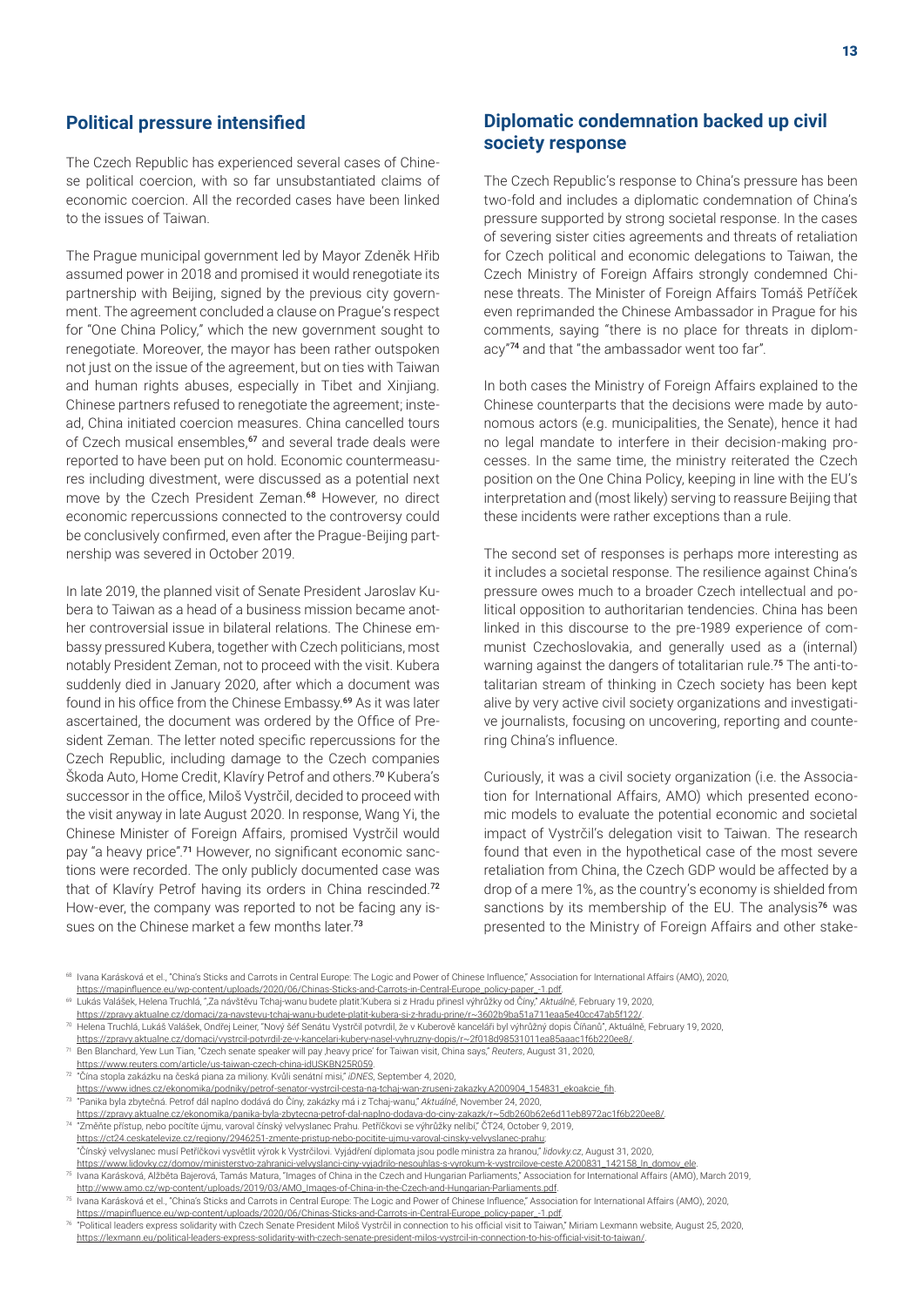## Political pressure intensified

The Czech Republic has experienced several cases of Chinese political coercion, with so far unsubstantiated claims of economic coercion. All the recorded cases have been linked to the issues of Taiwan.

The Prague municipal government led by Mayor Zdeněk Hřib assumed power in 2018 and promised it would renegotiate its partnership with Beijing, signed by the previous city government. The agreement concluded a clause on Prague's respect for "One China Policy," which the new government sought to renegotiate. Moreover, the mayor has been rather outspoken not just on the issue of the agreement, but on ties with Taiwan and human rights abuses, especially in Tibet and Xinjiang. Chinese partners refused to renegotiate the agreement; instead, China initiated coercion measures. China cancelled tours of Czech musical ensembles,[67] and several trade deals were reported to have been put on hold. Economic countermeasures including divestment, were discussed as a potential next move by the Czech President Zeman.[68] However, no direct economic repercussions connected to the controversy could be conclusively confirmed, even after the Prague-Beijing partnership was severed in October 2019.

In late 2019, the planned visit of Senate President Jaroslav Kubera to Taiwan as a head of a business mission became another controversial issue in bilateral relations. The Chinese embassy pressured Kubera, together with Czech politicians, most notably President Zeman, not to proceed with the visit. Kubera suddenly died in January 2020, after which a document was found in his office from the Chinese Embassy.[69] As it was later ascertained, the document was ordered by the Office of President Zeman. The letter noted specific repercussions for the Czech Republic, including damage to the Czech companies Škoda Auto, Home Credit, Klavíry Petrof and others.[70] Kubera's successor in the office, Miloš Vystrčil, decided to proceed with the visit anyway in late August 2020. In response, Wang Yi, the Chinese Minister of Foreign Affairs, promised Vystrčil would pay "a heavy price".[71] However, no significant economic sanctions were recorded. The only publicly documented case was that of Klavíry Petrof having its orders in China rescinded.[72] How-ever, the company was reported to not be facing any issues on the Chinese market a few months later.[73]

## Diplomatic condemnation backed up civil society response

The Czech Republic's response to China's pressure has been two-fold and includes a diplomatic condemnation of China's pressure supported by strong societal response. In the cases of severing sister cities agreements and threats of retaliation for Czech political and economic delegations to Taiwan, the Czech Ministry of Foreign Affairs strongly condemned Chinese threats. The Minister of Foreign Affairs Tomáš Petříček even reprimanded the Chinese Ambassador in Prague for his comments, saying "there is no place for threats in diplomacy"[74] and that "the ambassador went too far".

In both cases the Ministry of Foreign Affairs explained to the Chinese counterparts that the decisions were made by autonomous actors (e.g. municipalities, the Senate), hence it had no legal mandate to interfere in their decision-making processes. In the same time, the ministry reiterated the Czech position on the One China Policy, keeping in line with the EU's interpretation and (most likely) serving to reassure Beijing that these incidents were rather exceptions than a rule.

The second set of responses is perhaps more interesting as it includes a societal response. The resilience against China's pressure owes much to a broader Czech intellectual and political opposition to authoritarian tendencies. China has been linked in this discourse to the pre-1989 experience of communist Czechoslovakia, and generally used as a (internal) warning against the dangers of totalitarian rule.[75] The anti-totalitarian stream of thinking in Czech society has been kept alive by very active civil society organizations and investigative journalists, focusing on uncovering, reporting and countering China's influence.

Curiously, it was a civil society organization (i.e. the Association for International Affairs, AMO) which presented economic models to evaluate the potential economic and societal impact of Vystrčil's delegation visit to Taiwan. The research found that even in the hypothetical case of the most severe retaliation from China, the Czech GDP would be affected by a drop of a mere 1%, as the country's economy is shielded from sanctions by its membership of the EU. The analysis[76] was presented to the Ministry of Foreign Affairs and other stake-

---

[68] Ivana Karásková et el., "China's Sticks and Carrots in Central Europe: The Logic and Power of Chinese Influence," Association for International Affairs (AMO), 2020, https://mapinfluence.eu/wp-content/uploads/2020/06/Chinas-Sticks-and-Carrots-in-Central-Europe_policy-paper_-1.pdf.

[69] Lukás Valášek, Helena Truchlá, "‚Za návštěvu Tchaj-wanu budete platit.'Kubera si z Hradu přinesl výhrůžky od Číny," *Aktuálně*, February 19, 2020, https://zpravy.aktualne.cz/domaci/za-navstevu-tchaj-wanu-budete-platit-kubera-si-z-hradu-prine/r~3602b9ba51a711eaa5e40cc47ab5f122/.

[70] Helena Truchlá, Lukáš Valášek, Ondřej Leiner, "Nový šéf Senátu Vystrčil potvrdil, že v Kuberově kanceláři byl výhrůžný dopis Číňanů", Aktuálně, February 19, 2020, https://zpravy.aktualne.cz/domaci/vystrcil-potvrdil-ze-v-kancelari-kubery-nasel-vyhruzny-dopis/r~2f018d98531011ea85aaac1f6b220ee8/.

[71] Ben Blanchard, Yew Lun Tian, "Czech senate speaker will pay ‚heavy price' for Taiwan visit, China says," *Reuters*, August 31, 2020, https://www.reuters.com/article/us-taiwan-czech-china-idUSKBN25R059.

[72] "Čína stopla zakázku na česká piana za miliony. Kvůli senátní misi," *iDNES*, September 4, 2020, https://www.idnes.cz/ekonomika/podniky/petrof-senator-vystrcil-cesta-na-tchaj-wan-zruseni-zakazky.A200904_154831_ekoakcie_fih.

[73] "Panika byla zbytečná. Petrof dál naplno dodává do Číny, zakázky má i z Tchaj-wanu," *Aktuálně*, November 24, 2020, https://zpravy.aktualne.cz/ekonomika/panika-byla-zbytecna-petrof-dal-naplno-dodava-do-ciny-zakazk/r~5db260b62e6d11eb8972ac1f6b220ee8/.

[74] "Změňte přístup, nebo pocítíte újmu, varoval čínský velvyslanec Prahu. Petříčkovi se výhrůžky nelíbí," ČT24, October 9, 2019, https://ct24.ceskatelevize.cz/regiony/2946251-zmente-pristup-nebo-pocitite-ujmu-varoval-cinsky-velvyslanec-prahu;
"Čínský velvyslanec musí Petříčkovi vysvětlit výrok k Vystrčilovi. Vyjádření diplomata jsou podle ministra za hranou," *lidovky.cz*, August 31, 2020, https://www.lidovky.cz/domov/ministerstvo-zahranici-velvyslanci-ciny-vyjadrilo-nesouhlas-s-vyrokum-k-vystrcilove-ceste.A200831_142158_ln_domov_ele.

[75] Ivana Karásková, Alžběta Bajerová, Tamás Matura, "Images of China in the Czech and Hungarian Parliaments," Association for International Affairs (AMO), March 2019, http://www.amo.cz/wp-content/uploads/2019/03/AMO_Images-of-China-in-the-Czech-and-Hungarian-Parliaments.pdf.

[75] Ivana Karásková et el., "China's Sticks and Carrots in Central Europe: The Logic and Power of Chinese Influence," Association for International Affairs (AMO), 2020, https://mapinfluence.eu/wp-content/uploads/2020/06/Chinas-Sticks-and-Carrots-in-Central-Europe_policy-paper_-1.pdf.

[76] "Political leaders express solidarity with Czech Senate President Miloš Vystrčil in connection to his official visit to Taiwan," Miriam Lexmann website, August 25, 2020, https://lexmann.eu/political-leaders-express-solidarity-with-czech-senate-president-milos-vystrcil-in-connection-to-his-official-visit-to-taiwan/.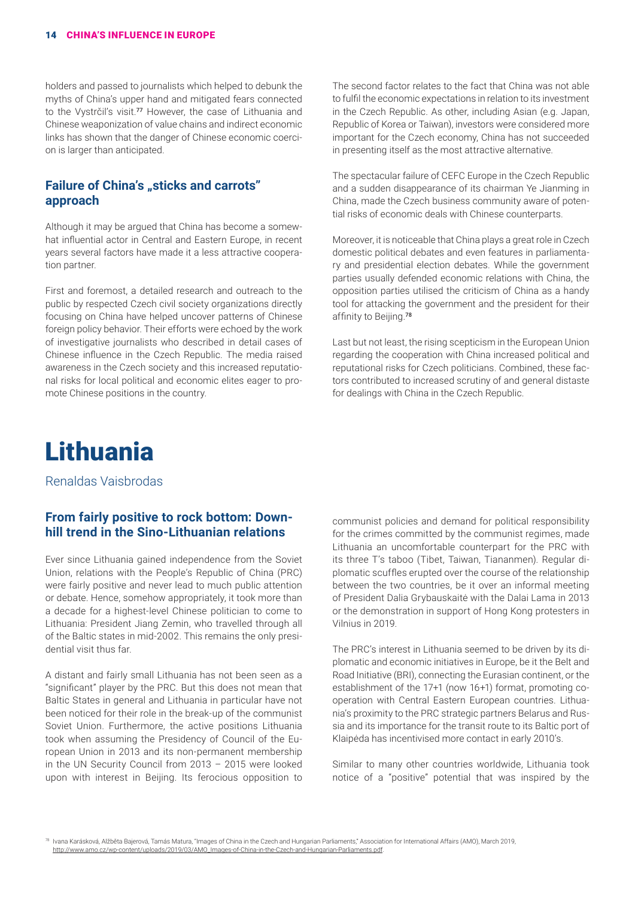holders and passed to journalists which helped to debunk the myths of China's upper hand and mitigated fears connected to the Vystrčil's visit.[77] However, the case of Lithuania and Chinese weaponization of value chains and indirect economic links has shown that the danger of Chinese economic coercion is larger than anticipated.

### Failure of China's „sticks and carrots" approach

Although it may be argued that China has become a somewhat influential actor in Central and Eastern Europe, in recent years several factors have made it a less attractive cooperation partner.

First and foremost, a detailed research and outreach to the public by respected Czech civil society organizations directly focusing on China have helped uncover patterns of Chinese foreign policy behavior. Their efforts were echoed by the work of investigative journalists who described in detail cases of Chinese influence in the Czech Republic. The media raised awareness in the Czech society and this increased reputational risks for local political and economic elites eager to promote Chinese positions in the country.

The second factor relates to the fact that China was not able to fulfil the economic expectations in relation to its investment in the Czech Republic. As other, including Asian (e.g. Japan, Republic of Korea or Taiwan), investors were considered more important for the Czech economy, China has not succeeded in presenting itself as the most attractive alternative.

The spectacular failure of CEFC Europe in the Czech Republic and a sudden disappearance of its chairman Ye Jianming in China, made the Czech business community aware of potential risks of economic deals with Chinese counterparts.

Moreover, it is noticeable that China plays a great role in Czech domestic political debates and even features in parliamentary and presidential election debates. While the government parties usually defended economic relations with China, the opposition parties utilised the criticism of China as a handy tool for attacking the government and the president for their affinity to Beijing.[78]

Last but not least, the rising scepticism in the European Union regarding the cooperation with China increased political and reputational risks for Czech politicians. Combined, these factors contributed to increased scrutiny of and general distaste for dealings with China in the Czech Republic.

# Lithuania

Renaldas Vaisbrodas

### From fairly positive to rock bottom: Downhill trend in the Sino-Lithuanian relations

Ever since Lithuania gained independence from the Soviet Union, relations with the People's Republic of China (PRC) were fairly positive and never lead to much public attention or debate. Hence, somehow appropriately, it took more than a decade for a highest-level Chinese politician to come to Lithuania: President Jiang Zemin, who travelled through all of the Baltic states in mid-2002. This remains the only presidential visit thus far.

A distant and fairly small Lithuania has not been seen as a "significant" player by the PRC. But this does not mean that Baltic States in general and Lithuania in particular have not been noticed for their role in the break-up of the communist Soviet Union. Furthermore, the active positions Lithuania took when assuming the Presidency of Council of the European Union in 2013 and its non-permanent membership in the UN Security Council from 2013 – 2015 were looked upon with interest in Beijing. Its ferocious opposition to communist policies and demand for political responsibility for the crimes committed by the communist regimes, made Lithuania an uncomfortable counterpart for the PRC with its three T's taboo (Tibet, Taiwan, Tiananmen). Regular diplomatic scuffles erupted over the course of the relationship between the two countries, be it over an informal meeting of President Dalia Grybauskaitė with the Dalai Lama in 2013 or the demonstration in support of Hong Kong protesters in Vilnius in 2019.

The PRC's interest in Lithuania seemed to be driven by its diplomatic and economic initiatives in Europe, be it the Belt and Road Initiative (BRI), connecting the Eurasian continent, or the establishment of the 17+1 (now 16+1) format, promoting cooperation with Central Eastern European countries. Lithuania's proximity to the PRC strategic partners Belarus and Russia and its importance for the transit route to its Baltic port of Klaipėda has incentivised more contact in early 2010's.

Similar to many other countries worldwide, Lithuania took notice of a "positive" potential that was inspired by the

[78] Ivana Karásková, Alžběta Bajerová, Tamás Matura, "Images of China in the Czech and Hungarian Parliaments," Association for International Affairs (AMO), March 2019, http://www.amo.cz/wp-content/uploads/2019/03/AMO_Images-of-China-in-the-Czech-and-Hungarian-Parliaments.pdf.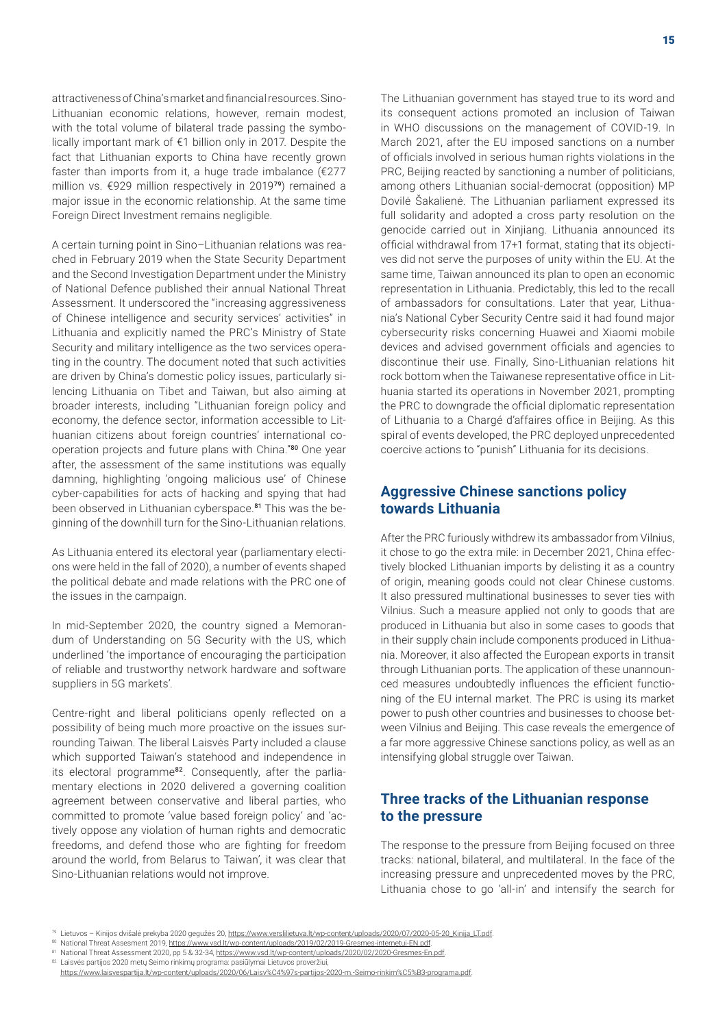attractiveness of China's market and financial resources. Sino-Lithuanian economic relations, however, remain modest, with the total volume of bilateral trade passing the symbolically important mark of €1 billion only in 2017. Despite the fact that Lithuanian exports to China have recently grown faster than imports from it, a huge trade imbalance (€277 million vs. €929 million respectively in 2019[79]) remained a major issue in the economic relationship. At the same time Foreign Direct Investment remains negligible.

A certain turning point in Sino–Lithuanian relations was reached in February 2019 when the State Security Department and the Second Investigation Department under the Ministry of National Defence published their annual National Threat Assessment. It underscored the "increasing aggressiveness of Chinese intelligence and security services' activities" in Lithuania and explicitly named the PRC's Ministry of State Security and military intelligence as the two services operating in the country. The document noted that such activities are driven by China's domestic policy issues, particularly silencing Lithuania on Tibet and Taiwan, but also aiming at broader interests, including "Lithuanian foreign policy and economy, the defence sector, information accessible to Lithuanian citizens about foreign countries' international cooperation projects and future plans with China."[80] One year after, the assessment of the same institutions was equally damning, highlighting 'ongoing malicious use' of Chinese cyber-capabilities for acts of hacking and spying that had been observed in Lithuanian cyberspace.[81] This was the beginning of the downhill turn for the Sino-Lithuanian relations.

As Lithuania entered its electoral year (parliamentary elections were held in the fall of 2020), a number of events shaped the political debate and made relations with the PRC one of the issues in the campaign.

In mid-September 2020, the country signed a Memorandum of Understanding on 5G Security with the US, which underlined 'the importance of encouraging the participation of reliable and trustworthy network hardware and software suppliers in 5G markets'.

Centre-right and liberal politicians openly reflected on a possibility of being much more proactive on the issues surrounding Taiwan. The liberal Laisvės Party included a clause which supported Taiwan's statehood and independence in its electoral programme[82]. Consequently, after the parliamentary elections in 2020 delivered a governing coalition agreement between conservative and liberal parties, who committed to promote 'value based foreign policy' and 'actively oppose any violation of human rights and democratic freedoms, and defend those who are fighting for freedom around the world, from Belarus to Taiwan', it was clear that Sino-Lithuanian relations would not improve.

The Lithuanian government has stayed true to its word and its consequent actions promoted an inclusion of Taiwan in WHO discussions on the management of COVID-19. In March 2021, after the EU imposed sanctions on a number of officials involved in serious human rights violations in the PRC, Beijing reacted by sanctioning a number of politicians, among others Lithuanian social-democrat (opposition) MP Dovilė Šakalienė. The Lithuanian parliament expressed its full solidarity and adopted a cross party resolution on the genocide carried out in Xinjiang. Lithuania announced its official withdrawal from 17+1 format, stating that its objectives did not serve the purposes of unity within the EU. At the same time, Taiwan announced its plan to open an economic representation in Lithuania. Predictably, this led to the recall of ambassadors for consultations. Later that year, Lithuania's National Cyber Security Centre said it had found major cybersecurity risks concerning Huawei and Xiaomi mobile devices and advised government officials and agencies to discontinue their use. Finally, Sino-Lithuanian relations hit rock bottom when the Taiwanese representative office in Lithuania started its operations in November 2021, prompting the PRC to downgrade the official diplomatic representation of Lithuania to a Chargé d'affaires office in Beijing. As this spiral of events developed, the PRC deployed unprecedented coercive actions to "punish" Lithuania for its decisions.

## Aggressive Chinese sanctions policy towards Lithuania

After the PRC furiously withdrew its ambassador from Vilnius, it chose to go the extra mile: in December 2021, China effectively blocked Lithuanian imports by delisting it as a country of origin, meaning goods could not clear Chinese customs. It also pressured multinational businesses to sever ties with Vilnius. Such a measure applied not only to goods that are produced in Lithuania but also in some cases to goods that in their supply chain include components produced in Lithuania. Moreover, it also affected the European exports in transit through Lithuanian ports. The application of these unannounced measures undoubtedly influences the efficient functioning of the EU internal market. The PRC is using its market power to push other countries and businesses to choose between Vilnius and Beijing. This case reveals the emergence of a far more aggressive Chinese sanctions policy, as well as an intensifying global struggle over Taiwan.

## Three tracks of the Lithuanian response to the pressure

The response to the pressure from Beijing focused on three tracks: national, bilateral, and multilateral. In the face of the increasing pressure and unprecedented moves by the PRC, Lithuania chose to go 'all-in' and intensify the search for

[79] Lietuvos – Kinijos dvišalė prekyba 2020 gegužės 20, https://www.verslilietuva.lt/wp-content/uploads/2020/07/2020-05-20_Kinija_LT.pdf.

[80] National Threat Assesment 2019, https://www.vsd.lt/wp-content/uploads/2019/02/2019-Gresmes-internetui-EN.pdf.

[81] National Threat Assessment 2020, pp 5 & 32-34, https://www.vsd.lt/wp-content/uploads/2020/02/2020-Gresmes-En.pdf.

[82] Laisvės partijos 2020 metų Seimo rinkimų programa: pasiūlymai Lietuvos proveržiui, https://www.laisvespartija.lt/wp-content/uploads/2020/06/Laisv%C4%97s-partijos-2020-m.-Seimo-rinkim%C5%B3-programa.pdf.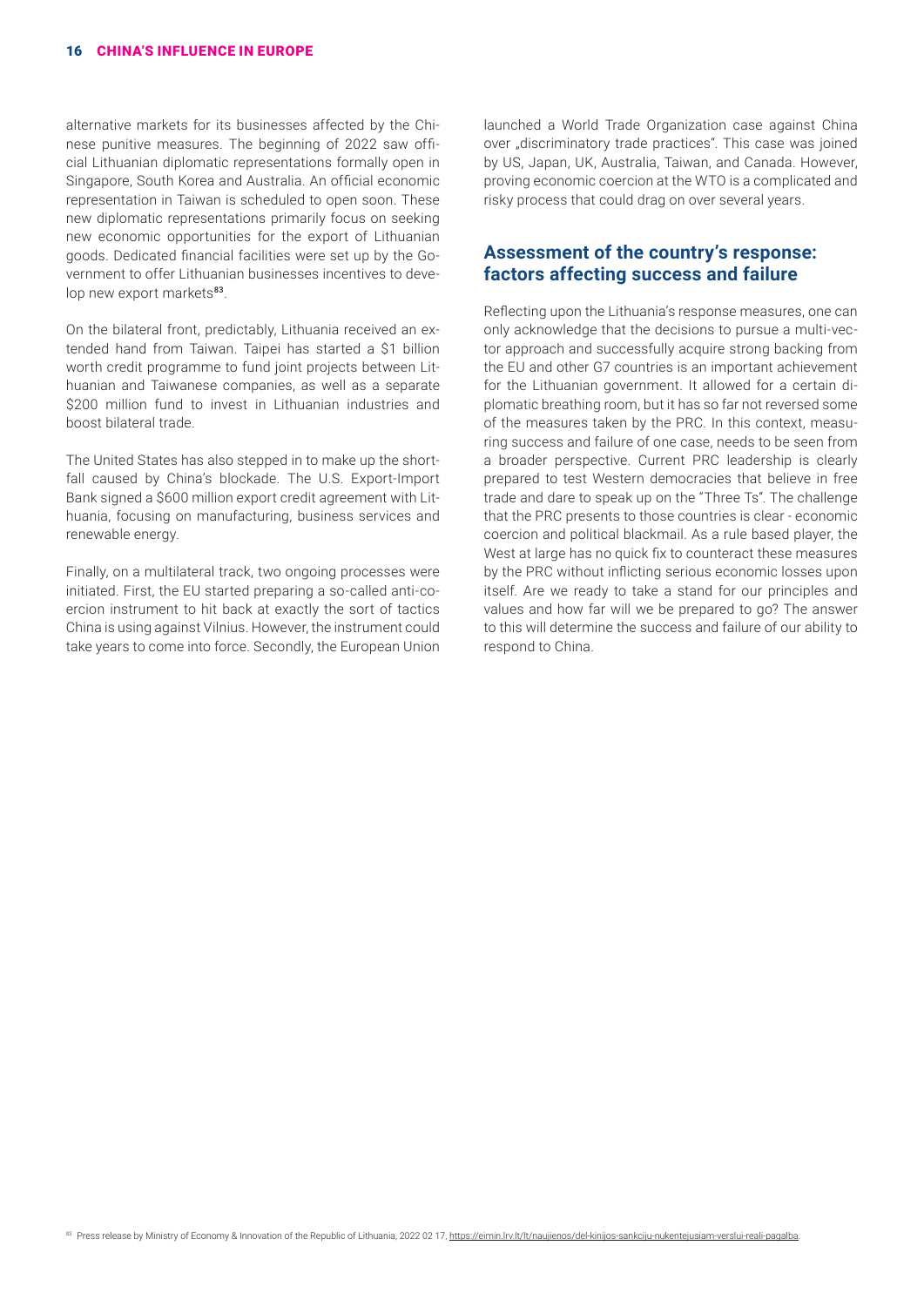alternative markets for its businesses affected by the Chinese punitive measures. The beginning of 2022 saw official Lithuanian diplomatic representations formally open in Singapore, South Korea and Australia. An official economic representation in Taiwan is scheduled to open soon. These new diplomatic representations primarily focus on seeking new economic opportunities for the export of Lithuanian goods. Dedicated financial facilities were set up by the Government to offer Lithuanian businesses incentives to develop new export markets[83].

On the bilateral front, predictably, Lithuania received an extended hand from Taiwan. Taipei has started a $1 billion worth credit programme to fund joint projects between Lithuanian and Taiwanese companies, as well as a separate $200 million fund to invest in Lithuanian industries and boost bilateral trade.

The United States has also stepped in to make up the shortfall caused by China's blockade. The U.S. Export-Import Bank signed a $600 million export credit agreement with Lithuania, focusing on manufacturing, business services and renewable energy.

Finally, on a multilateral track, two ongoing processes were initiated. First, the EU started preparing a so-called anti-coercion instrument to hit back at exactly the sort of tactics China is using against Vilnius. However, the instrument could take years to come into force. Secondly, the European Union launched a World Trade Organization case against China over „discriminatory trade practices". This case was joined by US, Japan, UK, Australia, Taiwan, and Canada. However, proving economic coercion at the WTO is a complicated and risky process that could drag on over several years.

## Assessment of the country's response: factors affecting success and failure

Reflecting upon the Lithuania's response measures, one can only acknowledge that the decisions to pursue a multi-vector approach and successfully acquire strong backing from the EU and other G7 countries is an important achievement for the Lithuanian government. It allowed for a certain diplomatic breathing room, but it has so far not reversed some of the measures taken by the PRC. In this context, measuring success and failure of one case, needs to be seen from a broader perspective. Current PRC leadership is clearly prepared to test Western democracies that believe in free trade and dare to speak up on the "Three Ts". The challenge that the PRC presents to those countries is clear - economic coercion and political blackmail. As a rule based player, the West at large has no quick fix to counteract these measures by the PRC without inflicting serious economic losses upon itself. Are we ready to take a stand for our principles and values and how far will we be prepared to go? The answer to this will determine the success and failure of our ability to respond to China.

[83] Press release by Ministry of Economy & Innovation of the Republic of Lithuania, 2022 02 17, https://eimin.lrv.lt/lt/naujienos/del-kinijos-sankciju-nukentejusiam-verslui-reali-pagalba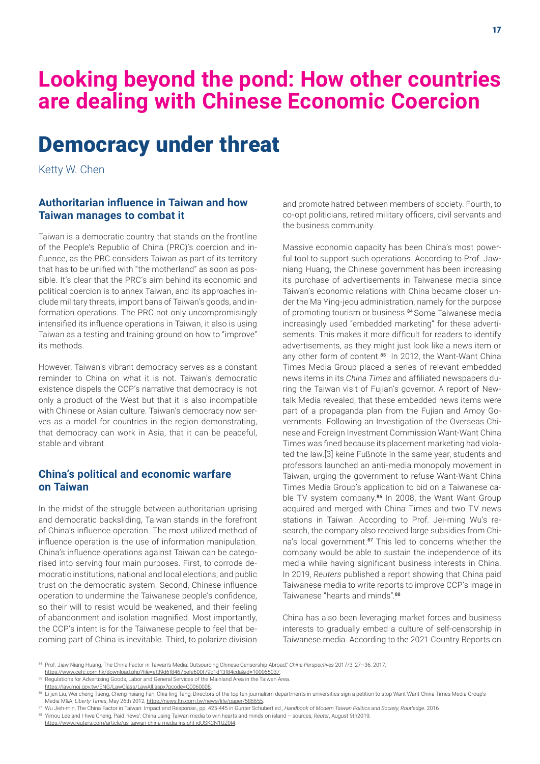# Looking beyond the pond: How other countries are dealing with Chinese Economic Coercion

# Democracy under threat

Ketty W. Chen

### Authoritarian influence in Taiwan and how Taiwan manages to combat it

Taiwan is a democratic country that stands on the frontline of the People's Republic of China (PRC)'s coercion and influence, as the PRC considers Taiwan as part of its territory that has to be unified with "the motherland" as soon as possible. It's clear that the PRC's aim behind its economic and political coercion is to annex Taiwan, and its approaches include military threats, import bans of Taiwan's goods, and information operations. The PRC not only uncompromisingly intensified its influence operations in Taiwan, it also is using Taiwan as a testing and training ground on how to "improve" its methods.

However, Taiwan's vibrant democracy serves as a constant reminder to China on what it is not. Taiwan's democratic existence dispels the CCP's narrative that democracy is not only a product of the West but that it is also incompatible with Chinese or Asian culture. Taiwan's democracy now serves as a model for countries in the region demonstrating, that democracy can work in Asia, that it can be peaceful, stable and vibrant.

### China's political and economic warfare on Taiwan

In the midst of the struggle between authoritarian uprising and democratic backsliding, Taiwan stands in the forefront of China's influence operation. The most utilized method of influence operation is the use of information manipulation. China's influence operations against Taiwan can be categorised into serving four main purposes. First, to corrode democratic institutions, national and local elections, and public trust on the democratic system. Second, Chinese influence operation to undermine the Taiwanese people's confidence, so their will to resist would be weakened, and their feeling of abandonment and isolation magnified. Most importantly, the CCP's intent is for the Taiwanese people to feel that becoming part of China is inevitable. Third, to polarize division and promote hatred between members of society. Fourth, to co-opt politicians, retired military officers, civil servants and the business community.

Massive economic capacity has been China's most powerful tool to support such operations. According to Prof. Jawniang Huang, the Chinese government has been increasing its purchase of advertisements in Taiwanese media since Taiwan's economic relations with China became closer under the Ma Ying-jeou administration, namely for the purpose of promoting tourism or business.[84] Some Taiwanese media increasingly used "embedded marketing" for these advertisements. This makes it more difficult for readers to identify advertisements, as they might just look like a news item or any other form of content.[85] In 2012, the Want-Want China Times Media Group placed a series of relevant embedded news items in its *China Times* and affiliated newspapers during the Taiwan visit of Fujian's governor. A report of Newtalk Media revealed, that these embedded news items were part of a propaganda plan from the Fujian and Amoy Governments. Following an Investigation of the Overseas Chinese and Foreign Investment Commission Want-Want China Times was fined because its placement marketing had violated the law.[3] keine Fußnote In the same year, students and professors launched an anti-media monopoly movement in Taiwan, urging the government to refuse Want-Want China Times Media Group's application to bid on a Taiwanese cable TV system company.[86] In 2008, the Want Want Group acquired and merged with China Times and two TV news stations in Taiwan. According to Prof. Jei-ming Wu's research, the company also received large subsidies from China's local government.[87] This led to concerns whether the company would be able to sustain the independence of its media while having significant business interests in China. In 2019, *Reuters* published a report showing that China paid Taiwanese media to write reports to improve CCP's image in Taiwanese "hearts and minds".[88]

China has also been leveraging market forces and business interests to gradually embed a culture of self-censorship in Taiwanese media. According to the 2021 Country Reports on

---

[84] Prof. Jiaw Niang Huang, The China Factor in Taiwan's Media: Outsourcing Chinese Censorship Abroad," *China Perspectives* 2017/3: 27–36. 2017, https://www.cefc.com.hk/download.php?file=ef39d6f84675efe600f79c1d13f84cda&id=100065037.

[85] Regulations for Advertising Goods, Labor and General Services of the Mainland Area in the Taiwan Area. https://law.moj.gov.tw/ENG/LawClass/LawAll.aspx?pcode=Q0060008.

[86] Li-jen Liu, Wei-cheng Tseng, Cheng-hsiang Fan, Chia-ling Tang, Directors of the top ten journalism departments in universities sign a petition to stop Want Want China Times Media Group's Media M&A, *Liberty Times*, May 26th 2012, https://news.ltn.com.tw/news/life/paper/586655.

[87] Wu Jieh-min, The China Factor in Taiwan: Impact and Response., pp. 425-445 in Gunter Schubert ed., *Handbook of Modern Taiwan Politics and Society, Routledge*. 2016

[88] Yimou Lee and I-hwa Cheng, Paid 'news': China using Taiwan media to win hearts and minds on island – sources, *Reuter*, August 9th2019, https://www.reuters.com/article/us-taiwan-china-media-insight-idUSKCN1UZ0I4.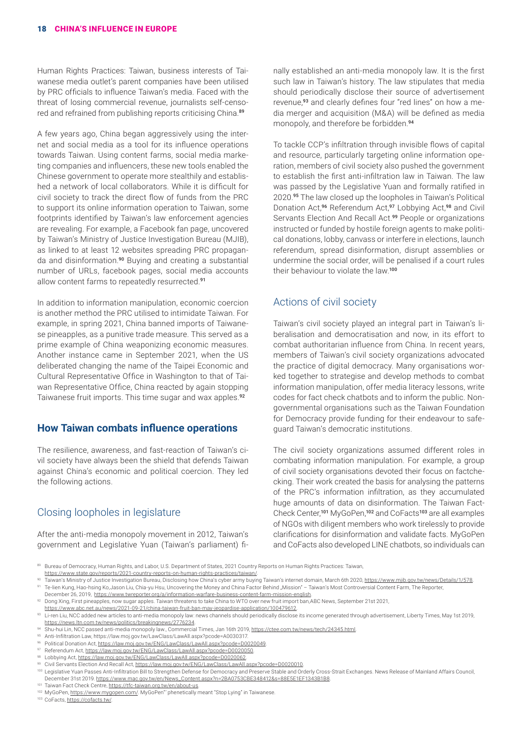Human Rights Practices: Taiwan, business interests of Taiwanese media outlet's parent companies have been utilised by PRC officials to influence Taiwan's media. Faced with the threat of losing commercial revenue, journalists self-censored and refrained from publishing reports criticising China.[89]

A few years ago, China began aggressively using the internet and social media as a tool for its influence operations towards Taiwan. Using content farms, social media marketing companies and influencers, these new tools enabled the Chinese government to operate more stealthily and established a network of local collaborators. While it is difficult for civil society to track the direct flow of funds from the PRC to support its online information operation to Taiwan, some footprints identified by Taiwan's law enforcement agencies are revealing. For example, a Facebook fan page, uncovered by Taiwan's Ministry of Justice Investigation Bureau (MJIB), as linked to at least 12 websites spreading PRC propaganda and disinformation.[90] Buying and creating a substantial number of URLs, facebook pages, social media accounts allow content farms to repeatedly resurrected.[91]

In addition to information manipulation, economic coercion is another method the PRC utilised to intimidate Taiwan. For example, in spring 2021, China banned imports of Taiwanese pineapples, as a punitive trade measure. This served as a prime example of China weaponizing economic measures. Another instance came in September 2021, when the US deliberated changing the name of the Taipei Economic and Cultural Representative Office in Washington to that of Taiwan Representative Office, China reacted by again stopping Taiwanese fruit imports. This time sugar and wax apples.[92]

## How Taiwan combats influence operations

The resilience, awareness, and fast-reaction of Taiwan's civil society have always been the shield that defends Taiwan against China's economic and political coercion. They led the following actions.

### Closing loopholes in legislature

After the anti-media monopoly movement in 2012, Taiwan's government and Legislative Yuan (Taiwan's parliament) finally established an anti-media monopoly law. It is the first such law in Taiwan's history. The law stipulates that media should periodically disclose their source of advertisement revenue,[93] and clearly defines four "red lines" on how a media merger and acquisition (M&A) will be defined as media monopoly, and therefore be forbidden.[94]

To tackle CCP's infiltration through invisible flows of capital and resource, particularly targeting online information operation, members of civil society also pushed the government to establish the first anti-infiltration law in Taiwan. The law was passed by the Legislative Yuan and formally ratified in 2020.[95] The law closed up the loopholes in Taiwan's Political Donation Act,[96] Referendum Act,[97] Lobbying Act,[98] and Civil Servants Election And Recall Act.[99] People or organizations instructed or funded by hostile foreign agents to make political donations, lobby, canvass or interfere in elections, launch referendum, spread disinformation, disrupt assemblies or undermine the social order, will be penalised if a court rules their behaviour to violate the law.[100]

### Actions of civil society

Taiwan's civil society played an integral part in Taiwan's liberalisation and democratisation and now, in its effort to combat authoritarian influence from China. In recent years, members of Taiwan's civil society organizations advocated the practice of digital democracy. Many organisations worked together to strategise and develop methods to combat information manipulation, offer media literacy lessons, write codes for fact check chatbots and to inform the public. Non-governmental organisations such as the Taiwan Foundation for Democracy provide funding for their endeavour to safeguard Taiwan's democratic institutions.

The civil society organizations assumed different roles in combating information manipulation. For example, a group of civil society organisations devoted their focus on factchecking. Their work created the basis for analysing the patterns of the PRC's information infiltration, as they accumulated huge amounts of data on disinformation. The Taiwan FactCheck Center,[101] MyGoPen,[102] and CoFacts[103] are all examples of NGOs with diligent members who work tirelessly to provide clarifications for disinformation and validate facts. MyGoPen and CoFacts also developed LINE chatbots, so individuals can

---

[89] Bureau of Democracy, Human Rights, and Labor, U.S. Department of States, 2021 Country Reports on Human Rights Practices: Taiwan, https://www.state.gov/reports/2021-country-reports-on-human-rights-practices/taiwan/

[90] Taiwan's Ministry of Justice Investigation Bureau, Disclosing how China's cyber army buying Taiwan's internet domain, March 6th 2020, https://www.mjib.gov.tw/news/Details/1/578.

[91] Te-lien Kung, Hao-hsing Ko,Jason Liu, Chia-yu Hsu, Uncovering the Money and China Factor Behind „Mission" – Taiwan's Most Controversial Content Farm, The Reporter, December 26, 2019, https://www.twreporter.org/a/information-warfare-business-content-farm-mission-english.

[92] Dong Xing, First pineapples, now sugar apples. Taiwan threatens to take China to WTO over new fruit import ban,ABC News, September 21st 2021, https://www.abc.net.au/news/2021-09-21/china-taiwan-fruit-ban-may-jeopardise-application/100479612.

[93] Li-ren Liu, NCC added new articles to anti-media monopoly law: news channels should periodically disclose its income generated through advertisement, Liberty Times, May 1st 2019, https://news.ltn.com.tw/news/politics/breakingnews/2776234.

[94] Shu-hui Lin, NCC passed anti-media monopoly law., Commercial Times, Jan 16th 2019, https://ctee.com.tw/news/tech/24345.html.

[95] Anti-Infiltration Law, https://law.moj.gov.tw/LawClass/LawAll.aspx?pcode=A0030317.

[96] Political Donation Act, https://law.moj.gov.tw/ENG/LawClass/LawAll.aspx?pcode=D0020049.

[97] Referendum Act, https://law.moj.gov.tw/ENG/LawClass/LawAll.aspx?pcode=D0020050.

[98] Lobbying Act, https://law.moj.gov.tw/ENG/LawClass/LawAll.aspx?pcode=D0020062.

[99] Civil Servants Election And Recall Act, https://law.moj.gov.tw/ENG/LawClass/LawAll.aspx?pcode=D0020010.

[100] Legislative Yuan Passes Anti-Infiltration Bill to Strengthen Defense for Democracy and Preserve Stable and Orderly Cross-Strait Exchanges. News Release of Mainland Affairs Council, December 31st 2019. https://www.mac.gov.tw/en/News_Content.aspx?n=2BA0753CBE348412&s=88E5E1EF1343B1B8.

[101] Taiwan Fact Check Centre, https://tfc-taiwan.org.tw/en/about-us.

[102] MyGoPen, https://www.mygopen.com/. MyGoPen" phenetically meant "Stop Lying" in Taiwanese.

[103] CoFacts, https://cofacts.tw/.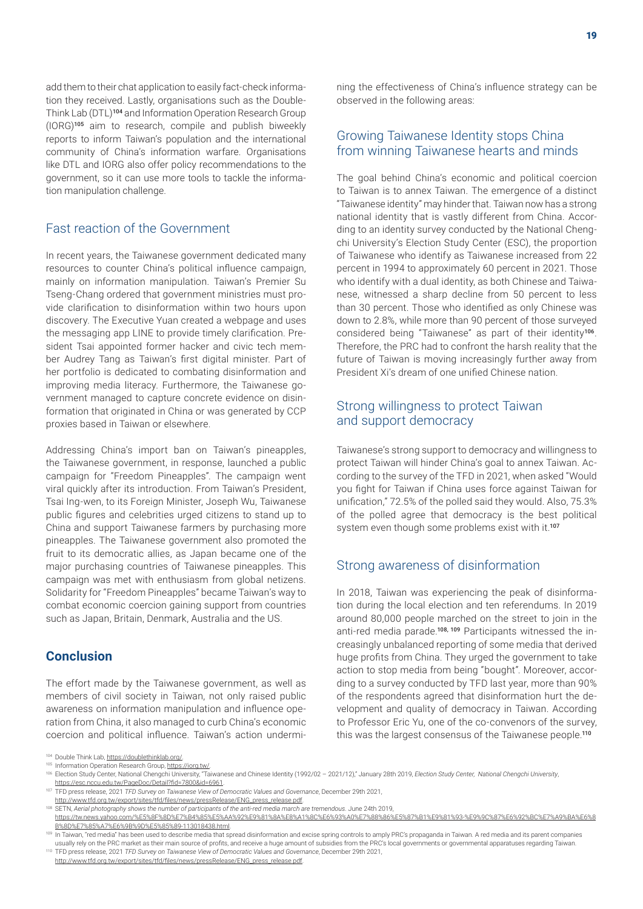add them to their chat application to easily fact-check information they received. Lastly, organisations such as the Double-Think Lab (DTL)[104] and Information Operation Research Group (IORG)[105] aim to research, compile and publish biweekly reports to inform Taiwan's population and the international community of China's information warfare. Organisations like DTL and IORG also offer policy recommendations to the government, so it can use more tools to tackle the information manipulation challenge.

## Fast reaction of the Government

In recent years, the Taiwanese government dedicated many resources to counter China's political influence campaign, mainly on information manipulation. Taiwan's Premier Su Tseng-Chang ordered that government ministries must provide clarification to disinformation within two hours upon discovery. The Executive Yuan created a webpage and uses the messaging app LINE to provide timely clarification. President Tsai appointed former hacker and civic tech member Audrey Tang as Taiwan's first digital minister. Part of her portfolio is dedicated to combating disinformation and improving media literacy. Furthermore, the Taiwanese government managed to capture concrete evidence on disinformation that originated in China or was generated by CCP proxies based in Taiwan or elsewhere.

Addressing China's import ban on Taiwan's pineapples, the Taiwanese government, in response, launched a public campaign for "Freedom Pineapples". The campaign went viral quickly after its introduction. From Taiwan's President, Tsai Ing-wen, to its Foreign Minister, Joseph Wu, Taiwanese public figures and celebrities urged citizens to stand up to China and support Taiwanese farmers by purchasing more pineapples. The Taiwanese government also promoted the fruit to its democratic allies, as Japan became one of the major purchasing countries of Taiwanese pineapples. This campaign was met with enthusiasm from global netizens. Solidarity for "Freedom Pineapples" became Taiwan's way to combat economic coercion gaining support from countries such as Japan, Britain, Denmark, Australia and the US.

## Conclusion

The effort made by the Taiwanese government, as well as members of civil society in Taiwan, not only raised public awareness on information manipulation and influence operation from China, it also managed to curb China's economic coercion and political influence. Taiwan's action undermining the effectiveness of China's influence strategy can be observed in the following areas:

### Growing Taiwanese Identity stops China from winning Taiwanese hearts and minds

The goal behind China's economic and political coercion to Taiwan is to annex Taiwan. The emergence of a distinct "Taiwanese identity" may hinder that. Taiwan now has a strong national identity that is vastly different from China. According to an identity survey conducted by the National Chengchi University's Election Study Center (ESC), the proportion of Taiwanese who identify as Taiwanese increased from 22 percent in 1994 to approximately 60 percent in 2021. Those who identify with a dual identity, as both Chinese and Taiwanese, witnessed a sharp decline from 50 percent to less than 30 percent. Those who identified as only Chinese was down to 2.8%, while more than 90 percent of those surveyed considered being "Taiwanese" as part of their identity[106]. Therefore, the PRC had to confront the harsh reality that the future of Taiwan is moving increasingly further away from President Xi's dream of one unified Chinese nation.

### Strong willingness to protect Taiwan and support democracy

Taiwanese's strong support to democracy and willingness to protect Taiwan will hinder China's goal to annex Taiwan. According to the survey of the TFD in 2021, when asked "Would you fight for Taiwan if China uses force against Taiwan for unification," 72.5% of the polled said they would. Also, 75.3% of the polled agree that democracy is the best political system even though some problems exist with it.[107]

### Strong awareness of disinformation

In 2018, Taiwan was experiencing the peak of disinformation during the local election and ten referendums. In 2019 around 80,000 people marched on the street to join in the anti-red media parade.[108, 109] Participants witnessed the increasingly unbalanced reporting of some media that derived huge profits from China. They urged the government to take action to stop media from being "bought". Moreover, according to a survey conducted by TFD last year, more than 90% of the respondents agreed that disinformation hurt the development and quality of democracy in Taiwan. According to Professor Eric Yu, one of the co-convenors of the survey, this was the largest consensus of the Taiwanese people.[110]

---

[104] Double Think Lab, https://doublethinklab.org/.

[105] Information Operation Research Group, https://iorg.tw/.

[106] Election Study Center, National Chengchi University, "Taiwanese and Chinese Identity (1992/02 – 2021/12)," January 28th 2019, *Election Study Center, National Chengchi University*, https://esc.nccu.edu.tw/PageDoc/Detail?fid=7800&id=6961.

[107] TFD press release, 2021 *TFD Survey on Taiwanese View of Democratic Values and Governance*, December 29th 2021, http://www.tfd.org.tw/export/sites/tfd/files/news/pressRelease/ENG_press_release.pdf.

[108] SETN, *Aerial photography shows the number of participants of the anti-red media march are tremendous*. June 24th 2019, https://tw.news.yahoo.com/%E5%8F%8D%E7%B4%85%E5%AA%92%E9%81%8A%E8%A1%8C%E6%93%A0%E7%88%86%E5%87%B1%E9%81%93-%E9%9C%87%E6%92%BC%E7%A9%BA%E6%8B%8D%E7%85%A7%E6%9B%9D%E5%85%89-113018438.html.

[109] In Taiwan, "red media" has been used to describe media that spread disinformation and excise spring controls to amply PRC's propaganda in Taiwan. A red media and its parent companies usually rely on the PRC market as their main source of profits, and receive a huge amount of subsidies from the PRC's local governments or governmental apparatuses regarding Taiwan.

[110] TFD press release, 2021 *TFD Survey on Taiwanese View of Democratic Values and Governance*, December 29th 2021, http://www.tfd.org.tw/export/sites/tfd/files/news/pressRelease/ENG_press_release.pdf.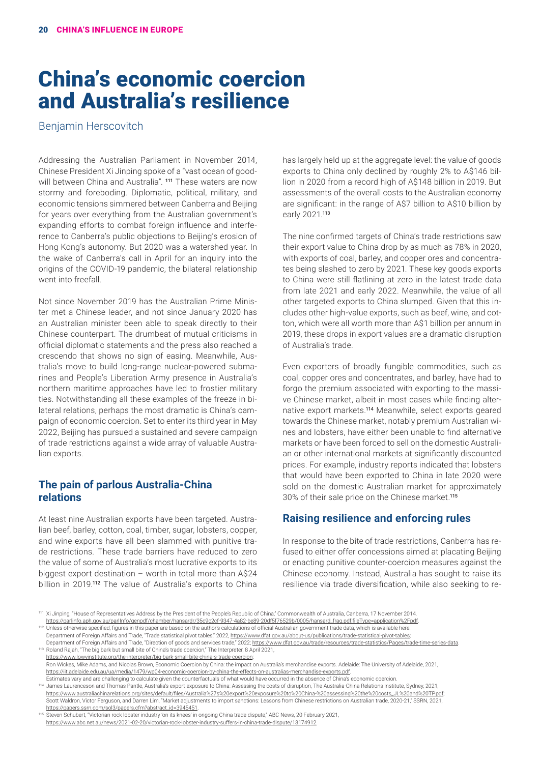# China's economic coercion and Australia's resilience

Benjamin Herscovitch

Addressing the Australian Parliament in November 2014, Chinese President Xi Jinping spoke of a "vast ocean of goodwill between China and Australia". [111] These waters are now stormy and foreboding. Diplomatic, political, military, and economic tensions simmered between Canberra and Beijing for years over everything from the Australian government's expanding efforts to combat foreign influence and interference to Canberra's public objections to Beijing's erosion of Hong Kong's autonomy. But 2020 was a watershed year. In the wake of Canberra's call in April for an inquiry into the origins of the COVID-19 pandemic, the bilateral relationship went into freefall.

Not since November 2019 has the Australian Prime Minister met a Chinese leader, and not since January 2020 has an Australian minister been able to speak directly to their Chinese counterpart. The drumbeat of mutual criticisms in official diplomatic statements and the press also reached a crescendo that shows no sign of easing. Meanwhile, Australia's move to build long-range nuclear-powered submarines and People's Liberation Army presence in Australia's northern maritime approaches have led to frostier military ties. Notwithstanding all these examples of the freeze in bilateral relations, perhaps the most dramatic is China's campaign of economic coercion. Set to enter its third year in May 2022, Beijing has pursued a sustained and severe campaign of trade restrictions against a wide array of valuable Australian exports.

## The pain of parlous Australia-China relations

At least nine Australian exports have been targeted. Australian beef, barley, cotton, coal, timber, sugar, lobsters, copper, and wine exports have all been slammed with punitive trade restrictions. These trade barriers have reduced to zero the value of some of Australia's most lucrative exports to its biggest export destination – worth in total more than A$24 billion in 2019.[112] The value of Australia's exports to China has largely held up at the aggregate level: the value of goods exports to China only declined by roughly 2% to A$146 billion in 2020 from a record high of A$148 billion in 2019. But assessments of the overall costs to the Australian economy are significant: in the range of A$7 billion to A$10 billion by early 2021.[113]

The nine confirmed targets of China's trade restrictions saw their export value to China drop by as much as 78% in 2020, with exports of coal, barley, and copper ores and concentrates being slashed to zero by 2021. These key goods exports to China were still flatlining at zero in the latest trade data from late 2021 and early 2022. Meanwhile, the value of all other targeted exports to China slumped. Given that this includes other high-value exports, such as beef, wine, and cotton, which were all worth more than A$1 billion per annum in 2019, these drops in export values are a dramatic disruption of Australia's trade.

Even exporters of broadly fungible commodities, such as coal, copper ores and concentrates, and barley, have had to forgo the premium associated with exporting to the massive Chinese market, albeit in most cases while finding alternative export markets.[114] Meanwhile, select exports geared towards the Chinese market, notably premium Australian wines and lobsters, have either been unable to find alternative markets or have been forced to sell on the domestic Australian or other international markets at significantly discounted prices. For example, industry reports indicated that lobsters that would have been exported to China in late 2020 were sold on the domestic Australian market for approximately 30% of their sale price on the Chinese market.[115]

## Raising resilience and enforcing rules

In response to the bite of trade restrictions, Canberra has refused to either offer concessions aimed at placating Beijing or enacting punitive counter-coercion measures against the Chinese economy. Instead, Australia has sought to raise its resilience via trade diversification, while also seeking to re-

---

[111] Xi Jinping, "House of Representatives Address by the President of the People's Republic of China," Commonwealth of Australia, Canberra, 17 November 2014. https://parlinfo.aph.gov.au/parlInfo/genpdf/chamber/hansardr/35c9c2cf-9347-4a82-be89-20df5f76529b/0005/hansard_frag.pdf;fileType=application%2Fpdf.

[112] Unless otherwise specified, figures in this paper are based on the author's calculations of official Australian government trade data, which is available here: Department of Foreign Affairs and Trade, "Trade statistical pivot tables," 2022, https://www.dfat.gov.au/about-us/publications/trade-statistical-pivot-tables; Department of Foreign Affairs and Trade, "Direction of goods and services trade," 2022, https://www.dfat.gov.au/trade/resources/trade-statistics/Pages/trade-time-series-data.

[113] Roland Rajah, "The big bark but small bite of China's trade coercion," The Interpreter, 8 April 2021, https://www.lowyinstitute.org/the-interpreter/big-bark-small-bite-china-s-trade-coercion; Ron Wickes, Mike Adams, and Nicolas Brown, Economic Coercion by China: the impact on Australia's merchandise exports. Adelaide: The University of Adelaide, 2021, https://iit.adelaide.edu.au/ua/media/1479/wp04-economic-coercion-by-china-the-effects-on-australias-merchandise-exports.pdf. Estimates vary and are challenging to calculate given the counterfactuals of what would have occurred in the absence of China's economic coercion.

[114] James Laurenceson and Thomas Pantle, Australia's export exposure to China: Assessing the costs of disruption, The Australia-China Relations Institute, Sydney, 2021, https://www.australiachinarelations.org/sites/default/files/Australia%27s%20export%20exposure%20to%20China-%20assessing%20the%20costs_JL%20and%20TP.pdf; Scott Waldron, Victor Ferguson, and Darren Lim, "Market adjustments to import sanctions: Lessons from Chinese restrictions on Australian trade, 2020-21," SSRN, 2021, https://papers.ssrn.com/sol3/papers.cfm?abstract_id=3945451.

[115] Steven Schubert, "Victorian rock lobster industry 'on its knees' in ongoing China trade dispute," ABC News, 20 February 2021, https://www.abc.net.au/news/2021-02-20/victorian-rock-lobster-industry-suffers-in-china-trade-dispute/13174912.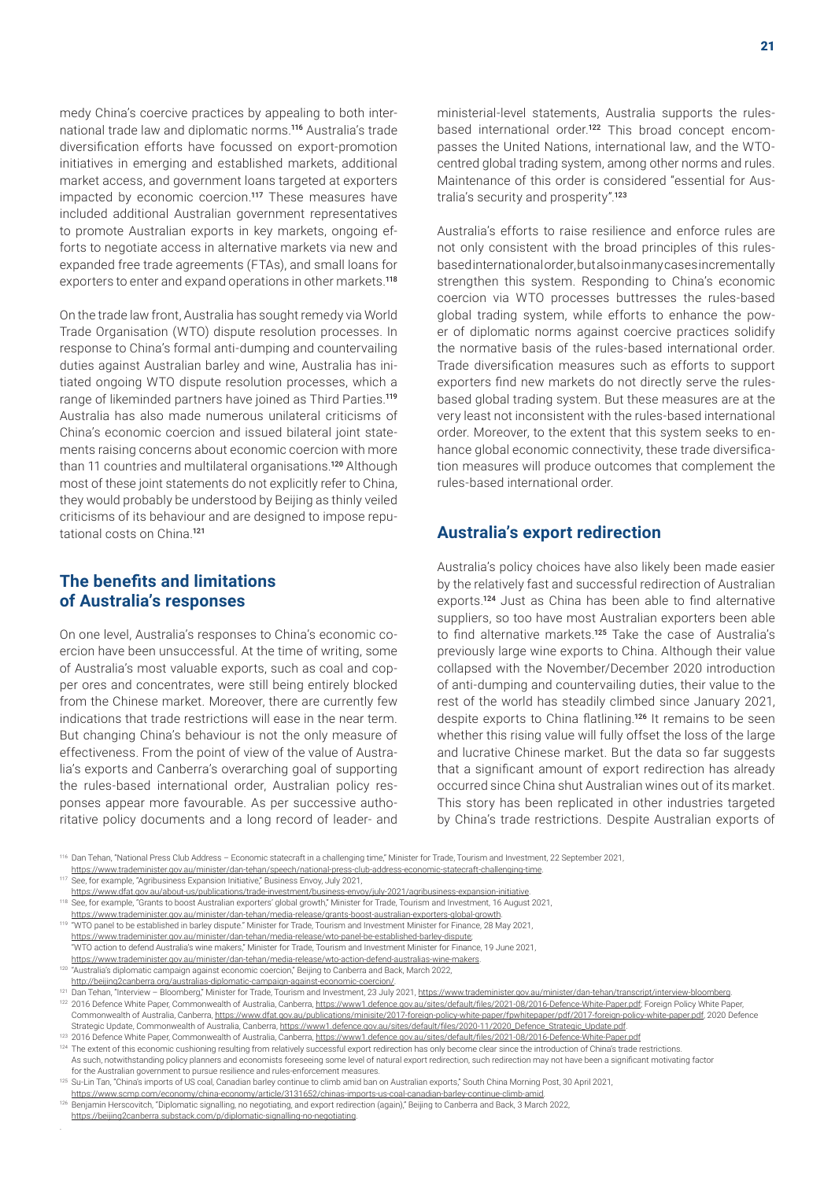medy China's coercive practices by appealing to both international trade law and diplomatic norms.[116] Australia's trade diversification efforts have focussed on export-promotion initiatives in emerging and established markets, additional market access, and government loans targeted at exporters impacted by economic coercion.[117] These measures have included additional Australian government representatives to promote Australian exports in key markets, ongoing efforts to negotiate access in alternative markets via new and expanded free trade agreements (FTAs), and small loans for exporters to enter and expand operations in other markets.[118]

On the trade law front, Australia has sought remedy via World Trade Organisation (WTO) dispute resolution processes. In response to China's formal anti-dumping and countervailing duties against Australian barley and wine, Australia has initiated ongoing WTO dispute resolution processes, which a range of likeminded partners have joined as Third Parties.[119] Australia has also made numerous unilateral criticisms of China's economic coercion and issued bilateral joint statements raising concerns about economic coercion with more than 11 countries and multilateral organisations.[120] Although most of these joint statements do not explicitly refer to China, they would probably be understood by Beijing as thinly veiled criticisms of its behaviour and are designed to impose reputational costs on China.[121]

## The benefits and limitations of Australia's responses

On one level, Australia's responses to China's economic coercion have been unsuccessful. At the time of writing, some of Australia's most valuable exports, such as coal and copper ores and concentrates, were still being entirely blocked from the Chinese market. Moreover, there are currently few indications that trade restrictions will ease in the near term. But changing China's behaviour is not the only measure of effectiveness. From the point of view of the value of Australia's exports and Canberra's overarching goal of supporting the rules-based international order, Australian policy responses appear more favourable. As per successive authoritative policy documents and a long record of leader- and ministerial-level statements, Australia supports the rules-based international order.[122] This broad concept encompasses the United Nations, international law, and the WTO-centred global trading system, among other norms and rules. Maintenance of this order is considered "essential for Australia's security and prosperity".[123]

Australia's efforts to raise resilience and enforce rules are not only consistent with the broad principles of this rules-based international order, but also in many cases incrementally strengthen this system. Responding to China's economic coercion via WTO processes buttresses the rules-based global trading system, while efforts to enhance the power of diplomatic norms against coercive practices solidify the normative basis of the rules-based international order. Trade diversification measures such as efforts to support exporters find new markets do not directly serve the rules-based global trading system. But these measures are at the very least not inconsistent with the rules-based international order. Moreover, to the extent that this system seeks to enhance global economic connectivity, these trade diversification measures will produce outcomes that complement the rules-based international order.

## Australia's export redirection

Australia's policy choices have also likely been made easier by the relatively fast and successful redirection of Australian exports.[124] Just as China has been able to find alternative suppliers, so too have most Australian exporters been able to find alternative markets.[125] Take the case of Australia's previously large wine exports to China. Although their value collapsed with the November/December 2020 introduction of anti-dumping and countervailing duties, their value to the rest of the world has steadily climbed since January 2021, despite exports to China flatlining.[126] It remains to be seen whether this rising value will fully offset the loss of the large and lucrative Chinese market. But the data so far suggests that a significant amount of export redirection has already occurred since China shut Australian wines out of its market. This story has been replicated in other industries targeted by China's trade restrictions. Despite Australian exports of

[116] Dan Tehan, "National Press Club Address – Economic statecraft in a challenging time," Minister for Trade, Tourism and Investment, 22 September 2021, https://www.trademinister.gov.au/minister/dan-tehan/speech/national-press-club-address-economic-statecraft-challenging-time.

[117] See, for example, "Agribusiness Expansion Initiative," Business Envoy, July 2021, https://www.dfat.gov.au/about-us/publications/trade-investment/business-envoy/july-2021/agribusiness-expansion-initiative.

[118] See, for example, "Grants to boost Australian exporters' global growth," Minister for Trade, Tourism and Investment, 16 August 2021, https://www.trademinister.gov.au/minister/dan-tehan/media-release/grants-boost-australian-exporters-global-growth.

[119] "WTO panel to be established in barley dispute." Minister for Trade, Tourism and Investment Minister for Finance, 28 May 2021, https://www.trademinister.gov.au/minister/dan-tehan/media-release/wto-panel-be-established-barley-dispute; "WTO action to defend Australia's wine makers," Minister for Trade, Tourism and Investment Minister for Finance, 19 June 2021, https://www.trademinister.gov.au/minister/dan-tehan/media-release/wto-action-defend-australias-wine-makers.

[120] "Australia's diplomatic campaign against economic coercion," Beijing to Canberra and Back, March 2022, http://beijing2canberra.org/australias-diplomatic-campaign-against-economic-coercion/.

[121] Dan Tehan, "Interview – Bloomberg," Minister for Trade, Tourism and Investment, 23 July 2021, https://www.trademinister.gov.au/minister/dan-tehan/transcript/interview-bloomberg.

[122] 2016 Defence White Paper, Commonwealth of Australia, Canberra, https://www1.defence.gov.au/sites/default/files/2021-08/2016-Defence-White-Paper.pdf; Foreign Policy White Paper, Commonwealth of Australia, Canberra, https://www.dfat.gov.au/publications/minisite/2017-foreign-policy-white-paper/fpwhitepaper/pdf/2017-foreign-policy-white-paper.pdf, 2020 Defence Strategic Update, Commonwealth of Australia, Canberra, https://www1.defence.gov.au/sites/default/files/2020-11/2020_Defence_Strategic_Update.pdf.

[123] 2016 Defence White Paper, Commonwealth of Australia, Canberra, https://www1.defence.gov.au/sites/default/files/2021-08/2016-Defence-White-Paper.pdf

[124] The extent of this economic cushioning resulting from relatively successful export redirection has only become clear since the introduction of China's trade restrictions. As such, notwithstanding policy planners and economists foreseeing some level of natural export redirection, such redirection may not have been a significant motivating factor for the Australian government to pursue resilience and rules-enforcement measures.

[125] Su-Lin Tan, "China's imports of US coal, Canadian barley continue to climb amid ban on Australian exports," South China Morning Post, 30 April 2021, https://www.scmp.com/economy/china-economy/article/3131652/chinas-imports-us-coal-canadian-barley-continue-climb-amid.

[126] Benjamin Herscovitch, "Diplomatic signalling, no negotiating, and export redirection (again)," Beijing to Canberra and Back, 3 March 2022, https://beijing2canberra.substack.com/p/diplomatic-signalling-no-negotiating.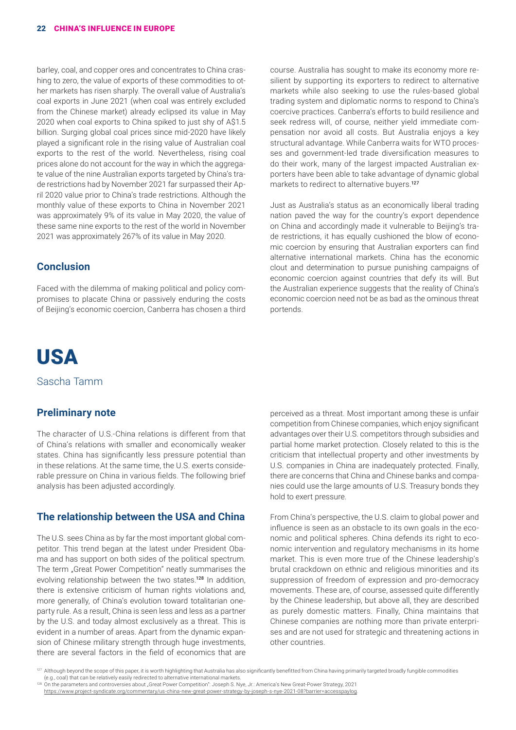barley, coal, and copper ores and concentrates to China crashing to zero, the value of exports of these commodities to other markets has risen sharply. The overall value of Australia's coal exports in June 2021 (when coal was entirely excluded from the Chinese market) already eclipsed its value in May 2020 when coal exports to China spiked to just shy of A$1.5 billion. Surging global coal prices since mid-2020 have likely played a significant role in the rising value of Australian coal exports to the rest of the world. Nevertheless, rising coal prices alone do not account for the way in which the aggregate value of the nine Australian exports targeted by China's trade restrictions had by November 2021 far surpassed their April 2020 value prior to China's trade restrictions. Although the monthly value of these exports to China in November 2021 was approximately 9% of its value in May 2020, the value of these same nine exports to the rest of the world in November 2021 was approximately 267% of its value in May 2020.

## Conclusion

Faced with the dilemma of making political and policy compromises to placate China or passively enduring the costs of Beijing's economic coercion, Canberra has chosen a third course. Australia has sought to make its economy more resilient by supporting its exporters to redirect to alternative markets while also seeking to use the rules-based global trading system and diplomatic norms to respond to China's coercive practices. Canberra's efforts to build resilience and seek redress will, of course, neither yield immediate compensation nor avoid all costs. But Australia enjoys a key structural advantage. While Canberra waits for WTO processes and government-led trade diversification measures to do their work, many of the largest impacted Australian exporters have been able to take advantage of dynamic global markets to redirect to alternative buyers.[127]

Just as Australia's status as an economically liberal trading nation paved the way for the country's export dependence on China and accordingly made it vulnerable to Beijing's trade restrictions, it has equally cushioned the blow of economic coercion by ensuring that Australian exporters can find alternative international markets. China has the economic clout and determination to pursue punishing campaigns of economic coercion against countries that defy its will. But the Australian experience suggests that the reality of China's economic coercion need not be as bad as the ominous threat portends.

# USA

Sascha Tamm

## Preliminary note

The character of U.S.-China relations is different from that of China's relations with smaller and economically weaker states. China has significantly less pressure potential than in these relations. At the same time, the U.S. exerts considerable pressure on China in various fields. The following brief analysis has been adjusted accordingly.

## The relationship between the USA and China

The U.S. sees China as by far the most important global competitor. This trend began at the latest under President Obama and has support on both sides of the political spectrum. The term „Great Power Competition" neatly summarises the evolving relationship between the two states.[128] In addition, there is extensive criticism of human rights violations and, more generally, of China's evolution toward totalitarian one-party rule. As a result, China is seen less and less as a partner by the U.S. and today almost exclusively as a threat. This is evident in a number of areas. Apart from the dynamic expansion of Chinese military strength through huge investments, there are several factors in the field of economics that are perceived as a threat. Most important among these is unfair competition from Chinese companies, which enjoy significant advantages over their U.S. competitors through subsidies and partial home market protection. Closely related to this is the criticism that intellectual property and other investments by U.S. companies in China are inadequately protected. Finally, there are concerns that China and Chinese banks and companies could use the large amounts of U.S. Treasury bonds they hold to exert pressure.

From China's perspective, the U.S. claim to global power and influence is seen as an obstacle to its own goals in the economic and political spheres. China defends its right to economic intervention and regulatory mechanisms in its home market. This is even more true of the Chinese leadership's brutal crackdown on ethnic and religious minorities and its suppression of freedom of expression and pro-democracy movements. These are, of course, assessed quite differently by the Chinese leadership, but above all, they are described as purely domestic matters. Finally, China maintains that Chinese companies are nothing more than private enterprises and are not used for strategic and threatening actions in other countries.

[127] Although beyond the scope of this paper, it is worth highlighting that Australia has also significantly benefitted from China having primarily targeted broadly fungible commodities (e.g., coal) that can be relatively easily redirected to alternative international markets.

[128] On the parameters and controversies about „Great Power Competition": Joseph S. Nye, Jr.: America's New Great-Power Strategy, 2021 https://www.project-syndicate.org/commentary/us-china-new-great-power-strategy-by-joseph-s-nye-2021-08?barrier=accesspaylog.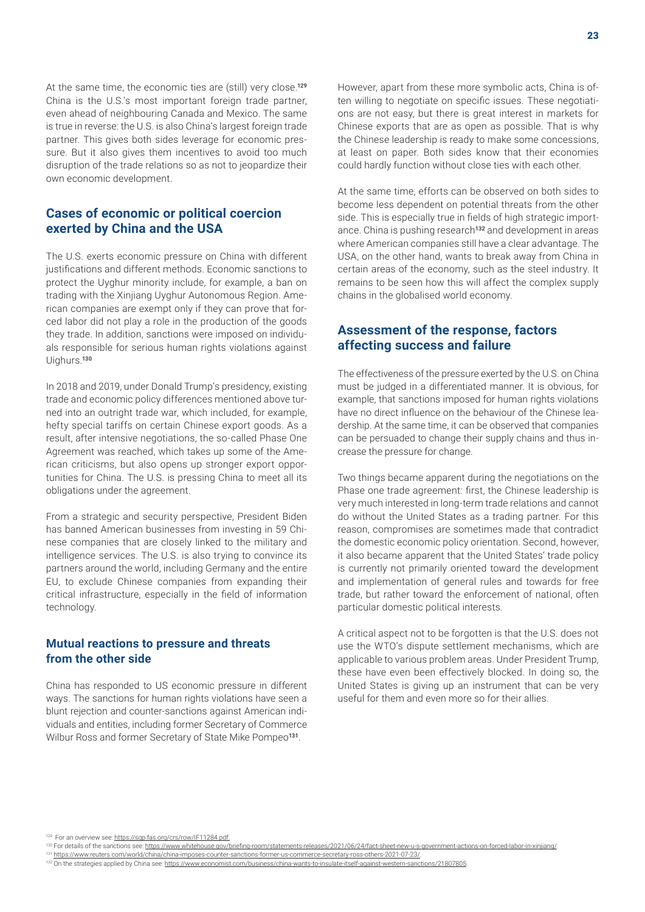At the same time, the economic ties are (still) very close.[129] China is the U.S.'s most important foreign trade partner, even ahead of neighbouring Canada and Mexico. The same is true in reverse: the U.S. is also China's largest foreign trade partner. This gives both sides leverage for economic pressure. But it also gives them incentives to avoid too much disruption of the trade relations so as not to jeopardize their own economic development.

## Cases of economic or political coercion exerted by China and the USA

The U.S. exerts economic pressure on China with different justifications and different methods. Economic sanctions to protect the Uyghur minority include, for example, a ban on trading with the Xinjiang Uyghur Autonomous Region. American companies are exempt only if they can prove that forced labor did not play a role in the production of the goods they trade. In addition, sanctions were imposed on individuals responsible for serious human rights violations against Uighurs.[130]

In 2018 and 2019, under Donald Trump's presidency, existing trade and economic policy differences mentioned above turned into an outright trade war, which included, for example, hefty special tariffs on certain Chinese export goods. As a result, after intensive negotiations, the so-called Phase One Agreement was reached, which takes up some of the American criticisms, but also opens up stronger export opportunities for China. The U.S. is pressing China to meet all its obligations under the agreement.

From a strategic and security perspective, President Biden has banned American businesses from investing in 59 Chinese companies that are closely linked to the military and intelligence services. The U.S. is also trying to convince its partners around the world, including Germany and the entire EU, to exclude Chinese companies from expanding their critical infrastructure, especially in the field of information technology.

## Mutual reactions to pressure and threats from the other side

China has responded to US economic pressure in different ways. The sanctions for human rights violations have seen a blunt rejection and counter-sanctions against American individuals and entities, including former Secretary of Commerce Wilbur Ross and former Secretary of State Mike Pompeo[131].

However, apart from these more symbolic acts, China is often willing to negotiate on specific issues. These negotiations are not easy, but there is great interest in markets for Chinese exports that are as open as possible. That is why the Chinese leadership is ready to make some concessions, at least on paper. Both sides know that their economies could hardly function without close ties with each other.

At the same time, efforts can be observed on both sides to become less dependent on potential threats from the other side. This is especially true in fields of high strategic importance. China is pushing research[132] and development in areas where American companies still have a clear advantage. The USA, on the other hand, wants to break away from China in certain areas of the economy, such as the steel industry. It remains to be seen how this will affect the complex supply chains in the globalised world economy.

## Assessment of the response, factors affecting success and failure

The effectiveness of the pressure exerted by the U.S. on China must be judged in a differentiated manner. It is obvious, for example, that sanctions imposed for human rights violations have no direct influence on the behaviour of the Chinese leadership. At the same time, it can be observed that companies can be persuaded to change their supply chains and thus increase the pressure for change.

Two things became apparent during the negotiations on the Phase one trade agreement: first, the Chinese leadership is very much interested in long-term trade relations and cannot do without the United States as a trading partner. For this reason, compromises are sometimes made that contradict the domestic economic policy orientation. Second, however, it also became apparent that the United States' trade policy is currently not primarily oriented toward the development and implementation of general rules and towards for free trade, but rather toward the enforcement of national, often particular domestic political interests.

A critical aspect not to be forgotten is that the U.S. does not use the WTO's dispute settlement mechanisms, which are applicable to various problem areas. Under President Trump, these have even been effectively blocked. In doing so, the United States is giving up an instrument that can be very useful for them and even more so for their allies.

---

[129] For an overview see: https://sgp.fas.org/crs/row/IF11284.pdf.

[130] For details of the sanctions see: https://www.whitehouse.gov/briefing-room/statements-releases/2021/06/24/fact-sheet-new-u-s-government-actions-on-forced-labor-in-xinjiang/.

[131] https://www.reuters.com/world/china/china-imposes-counter-sanctions-former-us-commerce-secretary-ross-others-2021-07-23/.

[132] On the strategies applied by China see: https://www.economist.com/business/china-wants-to-insulate-itself-against-western-sanctions/21807805.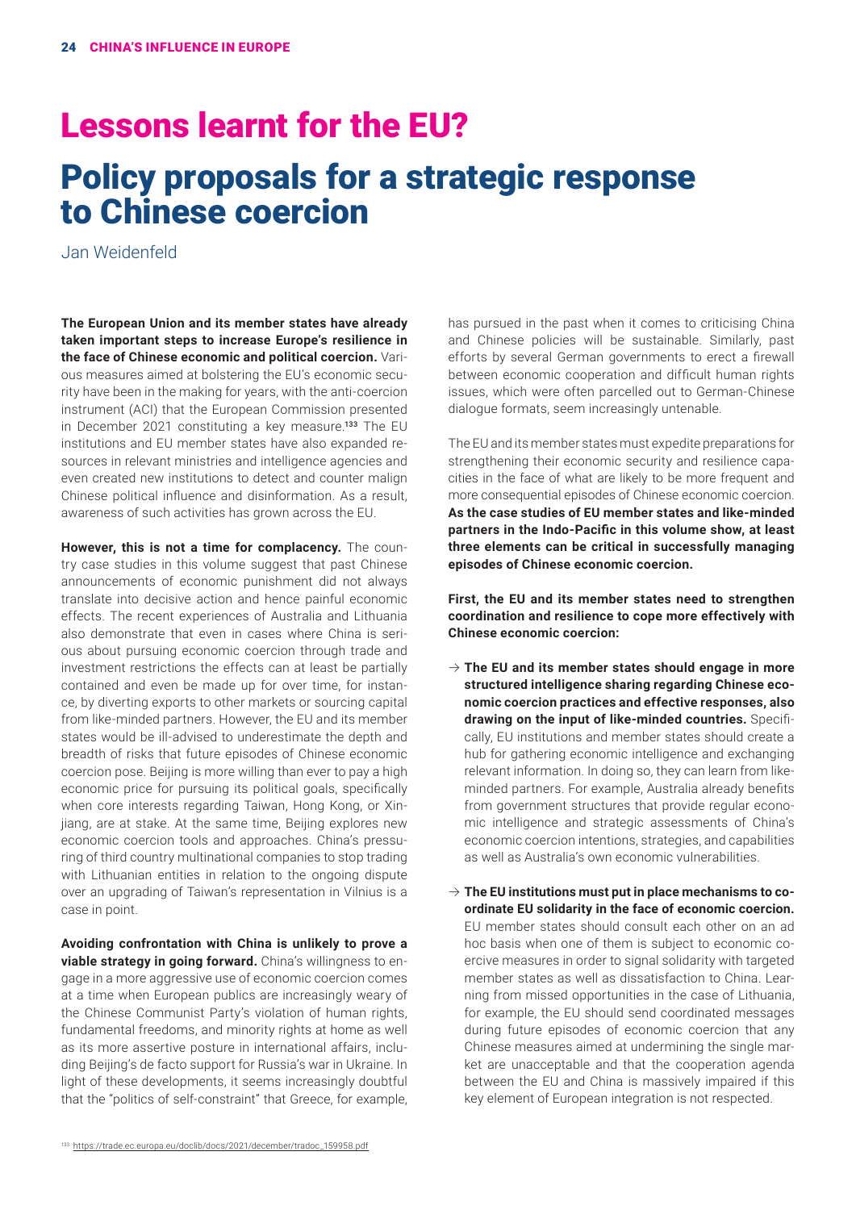# Lessons learnt for the EU?

## Policy proposals for a strategic response to Chinese coercion

Jan Weidenfeld

**The European Union and its member states have already taken important steps to increase Europe's resilience in the face of Chinese economic and political coercion.** Various measures aimed at bolstering the EU's economic security have been in the making for years, with the anti-coercion instrument (ACI) that the European Commission presented in December 2021 constituting a key measure.[133] The EU institutions and EU member states have also expanded resources in relevant ministries and intelligence agencies and even created new institutions to detect and counter malign Chinese political influence and disinformation. As a result, awareness of such activities has grown across the EU.

**However, this is not a time for complacency.** The country case studies in this volume suggest that past Chinese announcements of economic punishment did not always translate into decisive action and hence painful economic effects. The recent experiences of Australia and Lithuania also demonstrate that even in cases where China is serious about pursuing economic coercion through trade and investment restrictions the effects can at least be partially contained and even be made up for over time, for instance, by diverting exports to other markets or sourcing capital from like-minded partners. However, the EU and its member states would be ill-advised to underestimate the depth and breadth of risks that future episodes of Chinese economic coercion pose. Beijing is more willing than ever to pay a high economic price for pursuing its political goals, specifically when core interests regarding Taiwan, Hong Kong, or Xinjiang, are at stake. At the same time, Beijing explores new economic coercion tools and approaches. China's pressuring of third country multinational companies to stop trading with Lithuanian entities in relation to the ongoing dispute over an upgrading of Taiwan's representation in Vilnius is a case in point.

**Avoiding confrontation with China is unlikely to prove a viable strategy in going forward.** China's willingness to engage in a more aggressive use of economic coercion comes at a time when European publics are increasingly weary of the Chinese Communist Party's violation of human rights, fundamental freedoms, and minority rights at home as well as its more assertive posture in international affairs, including Beijing's de facto support for Russia's war in Ukraine. In light of these developments, it seems increasingly doubtful that the "politics of self-constraint" that Greece, for example, has pursued in the past when it comes to criticising China and Chinese policies will be sustainable. Similarly, past efforts by several German governments to erect a firewall between economic cooperation and difficult human rights issues, which were often parcelled out to German-Chinese dialogue formats, seem increasingly untenable.

The EU and its member states must expedite preparations for strengthening their economic security and resilience capacities in the face of what are likely to be more frequent and more consequential episodes of Chinese economic coercion. **As the case studies of EU member states and like-minded partners in the Indo-Pacific in this volume show, at least three elements can be critical in successfully managing episodes of Chinese economic coercion.**

**First, the EU and its member states need to strengthen coordination and resilience to cope more effectively with Chinese economic coercion:**

- → **The EU and its member states should engage in more structured intelligence sharing regarding Chinese economic coercion practices and effective responses, also drawing on the input of like-minded countries.** Specifically, EU institutions and member states should create a hub for gathering economic intelligence and exchanging relevant information. In doing so, they can learn from like-minded partners. For example, Australia already benefits from government structures that provide regular economic intelligence and strategic assessments of China's economic coercion intentions, strategies, and capabilities as well as Australia's own economic vulnerabilities.

- → **The EU institutions must put in place mechanisms to coordinate EU solidarity in the face of economic coercion.** EU member states should consult each other on an ad hoc basis when one of them is subject to economic coercive measures in order to signal solidarity with targeted member states as well as dissatisfaction to China. Learning from missed opportunities in the case of Lithuania, for example, the EU should send coordinated messages during future episodes of economic coercion that any Chinese measures aimed at undermining the single market are unacceptable and that the cooperation agenda between the EU and China is massively impaired if this key element of European integration is not respected.

[133] https://trade.ec.europa.eu/doclib/docs/2021/december/tradoc_159958.pdf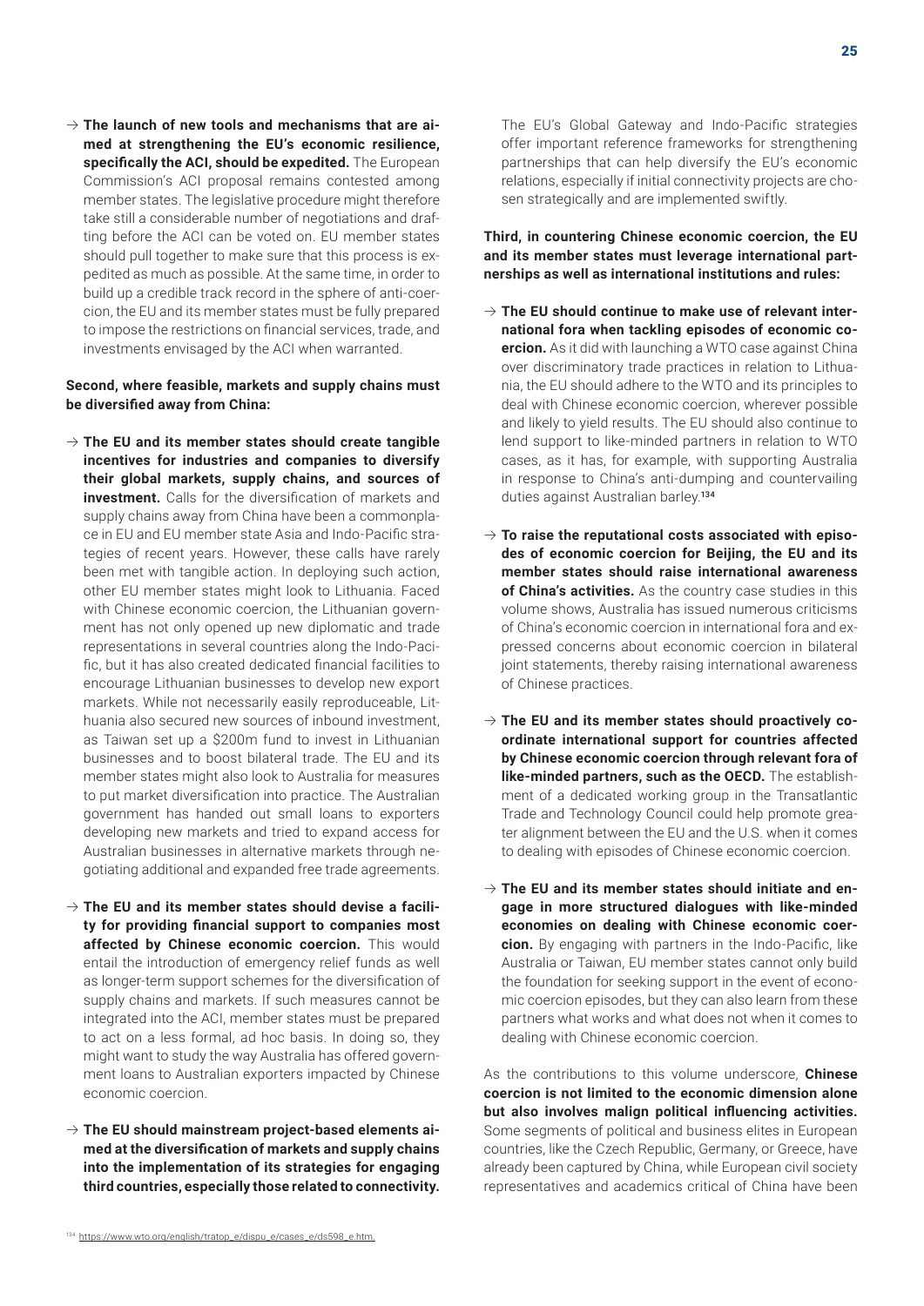→ **The launch of new tools and mechanisms that are aimed at strengthening the EU's economic resilience, specifically the ACI, should be expedited.** The European Commission's ACI proposal remains contested among member states. The legislative procedure might therefore take still a considerable number of negotiations and drafting before the ACI can be voted on. EU member states should pull together to make sure that this process is expedited as much as possible. At the same time, in order to build up a credible track record in the sphere of anti-coercion, the EU and its member states must be fully prepared to impose the restrictions on financial services, trade, and investments envisaged by the ACI when warranted.

**Second, where feasible, markets and supply chains must be diversified away from China:**

→ **The EU and its member states should create tangible incentives for industries and companies to diversify their global markets, supply chains, and sources of investment.** Calls for the diversification of markets and supply chains away from China have been a commonplace in EU and EU member state Asia and Indo-Pacific strategies of recent years. However, these calls have rarely been met with tangible action. In deploying such action, other EU member states might look to Lithuania. Faced with Chinese economic coercion, the Lithuanian government has not only opened up new diplomatic and trade representations in several countries along the Indo-Pacific, but it has also created dedicated financial facilities to encourage Lithuanian businesses to develop new export markets. While not necessarily easily reproduceable, Lithuania also secured new sources of inbound investment, as Taiwan set up a $200m fund to invest in Lithuanian businesses and to boost bilateral trade. The EU and its member states might also look to Australia for measures to put market diversification into practice. The Australian government has handed out small loans to exporters developing new markets and tried to expand access for Australian businesses in alternative markets through negotiating additional and expanded free trade agreements.

→ **The EU and its member states should devise a facility for providing financial support to companies most affected by Chinese economic coercion.** This would entail the introduction of emergency relief funds as well as longer-term support schemes for the diversification of supply chains and markets. If such measures cannot be integrated into the ACI, member states must be prepared to act on a less formal, ad hoc basis. In doing so, they might want to study the way Australia has offered government loans to Australian exporters impacted by Chinese economic coercion.

→ **The EU should mainstream project-based elements aimed at the diversification of markets and supply chains into the implementation of its strategies for engaging third countries, especially those related to connectivity.** The EU's Global Gateway and Indo-Pacific strategies offer important reference frameworks for strengthening partnerships that can help diversify the EU's economic relations, especially if initial connectivity projects are chosen strategically and are implemented swiftly.

**Third, in countering Chinese economic coercion, the EU and its member states must leverage international partnerships as well as international institutions and rules:**

→ **The EU should continue to make use of relevant international fora when tackling episodes of economic coercion.** As it did with launching a WTO case against China over discriminatory trade practices in relation to Lithuania, the EU should adhere to the WTO and its principles to deal with Chinese economic coercion, wherever possible and likely to yield results. The EU should also continue to lend support to like-minded partners in relation to WTO cases, as it has, for example, with supporting Australia in response to China's anti-dumping and countervailing duties against Australian barley.[134]

→ **To raise the reputational costs associated with episodes of economic coercion for Beijing, the EU and its member states should raise international awareness of China's activities.** As the country case studies in this volume shows, Australia has issued numerous criticisms of China's economic coercion in international fora and expressed concerns about economic coercion in bilateral joint statements, thereby raising international awareness of Chinese practices.

→ **The EU and its member states should proactively coordinate international support for countries affected by Chinese economic coercion through relevant fora of like-minded partners, such as the OECD.** The establishment of a dedicated working group in the Transatlantic Trade and Technology Council could help promote greater alignment between the EU and the U.S. when it comes to dealing with episodes of Chinese economic coercion.

→ **The EU and its member states should initiate and engage in more structured dialogues with like-minded economies on dealing with Chinese economic coercion.** By engaging with partners in the Indo-Pacific, like Australia or Taiwan, EU member states cannot only build the foundation for seeking support in the event of economic coercion episodes, but they can also learn from these partners what works and what does not when it comes to dealing with Chinese economic coercion.

As the contributions to this volume underscore, **Chinese coercion is not limited to the economic dimension alone but also involves malign political influencing activities.** Some segments of political and business elites in European countries, like the Czech Republic, Germany, or Greece, have already been captured by China, while European civil society representatives and academics critical of China have been

[134] https://www.wto.org/english/tratop_e/dispu_e/cases_e/ds598_e.htm.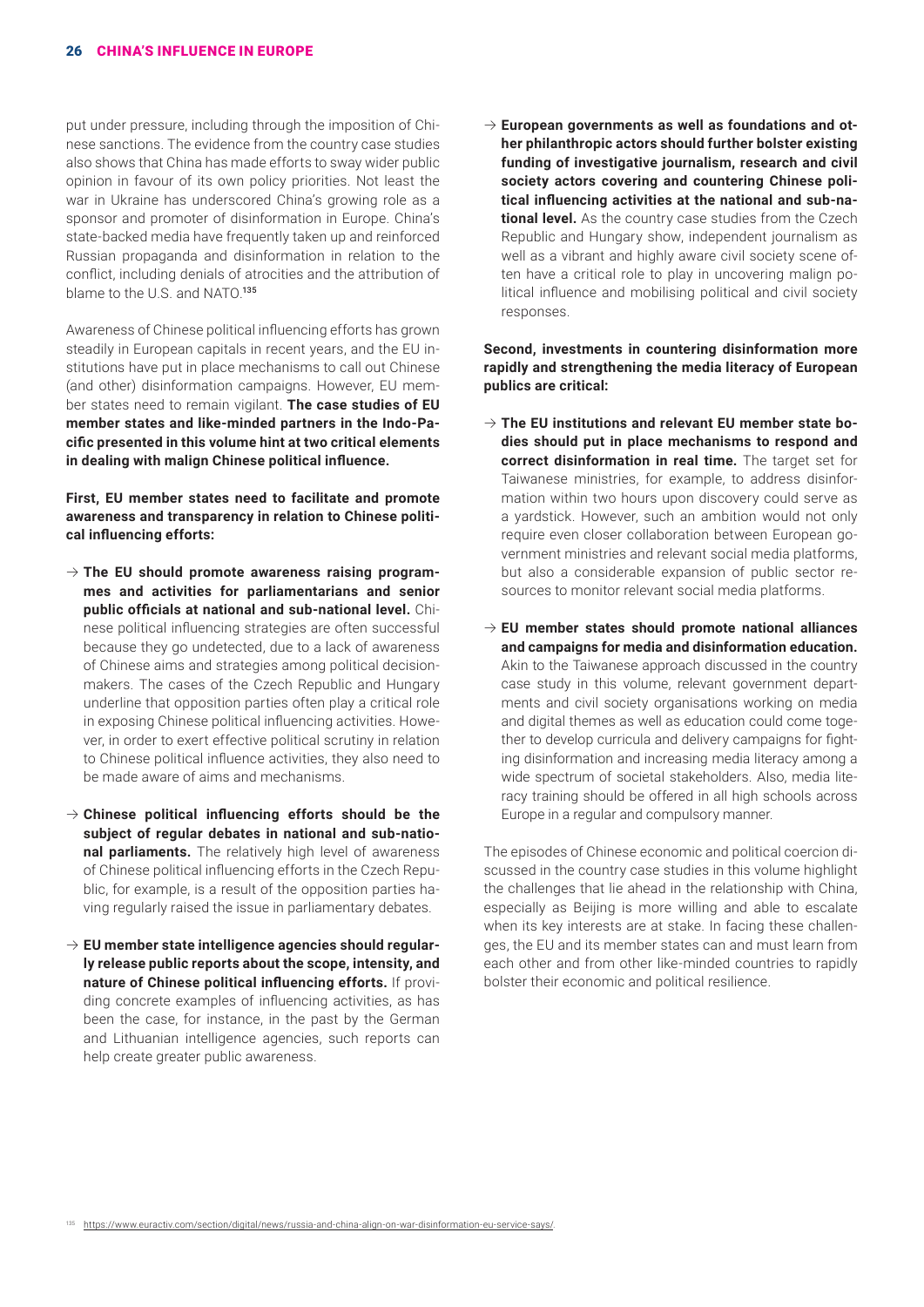put under pressure, including through the imposition of Chinese sanctions. The evidence from the country case studies also shows that China has made efforts to sway wider public opinion in favour of its own policy priorities. Not least the war in Ukraine has underscored China's growing role as a sponsor and promoter of disinformation in Europe. China's state-backed media have frequently taken up and reinforced Russian propaganda and disinformation in relation to the conflict, including denials of atrocities and the attribution of blame to the U.S. and NATO.[135]

Awareness of Chinese political influencing efforts has grown steadily in European capitals in recent years, and the EU institutions have put in place mechanisms to call out Chinese (and other) disinformation campaigns. However, EU member states need to remain vigilant. **The case studies of EU member states and like-minded partners in the Indo-Pacific presented in this volume hint at two critical elements in dealing with malign Chinese political influence.**

**First, EU member states need to facilitate and promote awareness and transparency in relation to Chinese political influencing efforts:**

→ **The EU should promote awareness raising programmes and activities for parliamentarians and senior public officials at national and sub-national level.** Chinese political influencing strategies are often successful because they go undetected, due to a lack of awareness of Chinese aims and strategies among political decision-makers. The cases of the Czech Republic and Hungary underline that opposition parties often play a critical role in exposing Chinese political influencing activities. However, in order to exert effective political scrutiny in relation to Chinese political influence activities, they also need to be made aware of aims and mechanisms.

→ **Chinese political influencing efforts should be the subject of regular debates in national and sub-national parliaments.** The relatively high level of awareness of Chinese political influencing efforts in the Czech Republic, for example, is a result of the opposition parties having regularly raised the issue in parliamentary debates.

→ **EU member state intelligence agencies should regularly release public reports about the scope, intensity, and nature of Chinese political influencing efforts.** If providing concrete examples of influencing activities, as has been the case, for instance, in the past by the German and Lithuanian intelligence agencies, such reports can help create greater public awareness.

→ **European governments as well as foundations and other philanthropic actors should further bolster existing funding of investigative journalism, research and civil society actors covering and countering Chinese political influencing activities at the national and sub-national level.** As the country case studies from the Czech Republic and Hungary show, independent journalism as well as a vibrant and highly aware civil society scene often have a critical role to play in uncovering malign political influence and mobilising political and civil society responses.

**Second, investments in countering disinformation more rapidly and strengthening the media literacy of European publics are critical:**

→ **The EU institutions and relevant EU member state bodies should put in place mechanisms to respond and correct disinformation in real time.** The target set for Taiwanese ministries, for example, to address disinformation within two hours upon discovery could serve as a yardstick. However, such an ambition would not only require even closer collaboration between European government ministries and relevant social media platforms, but also a considerable expansion of public sector resources to monitor relevant social media platforms.

→ **EU member states should promote national alliances and campaigns for media and disinformation education.** Akin to the Taiwanese approach discussed in the country case study in this volume, relevant government departments and civil society organisations working on media and digital themes as well as education could come together to develop curricula and delivery campaigns for fighting disinformation and increasing media literacy among a wide spectrum of societal stakeholders. Also, media literacy training should be offered in all high schools across Europe in a regular and compulsory manner.

The episodes of Chinese economic and political coercion discussed in the country case studies in this volume highlight the challenges that lie ahead in the relationship with China, especially as Beijing is more willing and able to escalate when its key interests are at stake. In facing these challenges, the EU and its member states can and must learn from each other and from other like-minded countries to rapidly bolster their economic and political resilience.

[135] https://www.euractiv.com/section/digital/news/russia-and-china-align-on-war-disinformation-eu-service-says/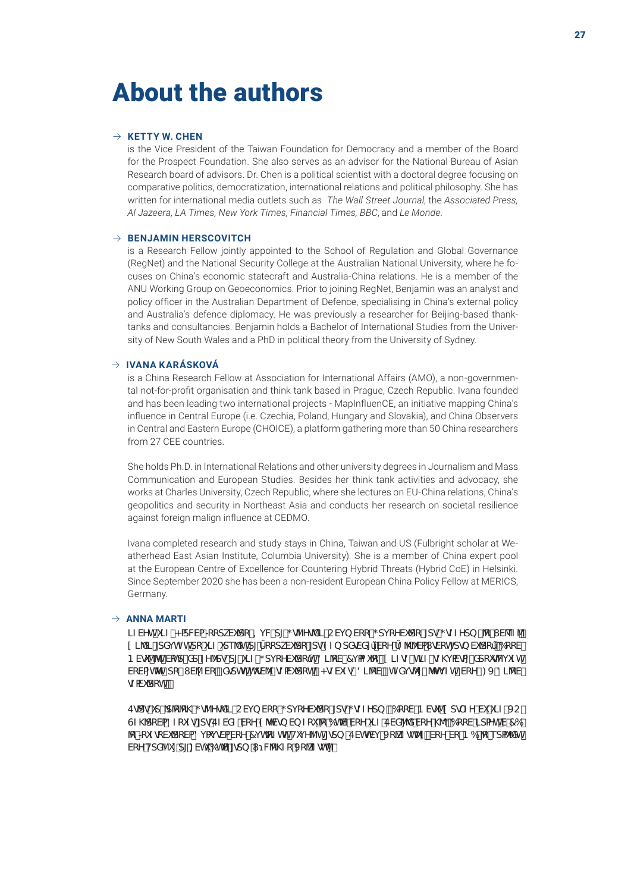# About the authors

→ **KETTY W. CHEN**

is the Vice President of the Taiwan Foundation for Democracy and a member of the Board for the Prospect Foundation. She also serves as an advisor for the National Bureau of Asian Research board of advisors. Dr. Chen is a political scientist with a doctoral degree focusing on comparative politics, democratization, international relations and political philosophy. She has written for international media outlets such as *The Wall Street Journal*, the *Associated Press, Al Jazeera, LA Times, New York Times, Financial Times, BBC*, and *Le Monde*.

→ **BENJAMIN HERSCOVITCH**

is a Research Fellow jointly appointed to the School of Regulation and Global Governance (RegNet) and the National Security College at the Australian National University, where he focuses on China's economic statecraft and Australia-China relations. He is a member of the ANU Working Group on Geoeconomics. Prior to joining RegNet, Benjamin was an analyst and policy officer in the Australian Department of Defence, specialising in China's external policy and Australia's defence diplomacy. He was previously a researcher for Beijing-based think-tanks and consultancies. Benjamin holds a Bachelor of International Studies from the University of New South Wales and a PhD in political theory from the University of Sydney.

→ **IVANA KARÁSKOVÁ**

is a China Research Fellow at Association for International Affairs (AMO), a non-governmental not-for-profit organisation and think tank based in Prague, Czech Republic. Ivana founded and has been leading two international projects - MapInfluenCE, an initiative mapping China's influence in Central Europe (i.e. Czechia, Poland, Hungary and Slovakia), and China Observers in Central and Eastern Europe (CHOICE), a platform gathering more than 50 China researchers from 27 CEE countries.

She holds Ph.D. in International Relations and other university degrees in Journalism and Mass Communication and European Studies. Besides her think tank activities and advocacy, she works at Charles University, Czech Republic, where she lectures on EU-China relations, China's geopolitics and security in Northeast Asia and conducts her research on societal resilience against foreign malign influence at CEDMO.

Ivana completed research and study stays in China, Taiwan and US (Fulbright scholar at Weatherhead East Asian Institute, Columbia University). She is a member of China expert pool at the European Centre of Excellence for Countering Hybrid Threats (Hybrid CoE) in Helsinki. Since September 2020 she has been a non-resident European China Policy Fellow at MERICS, Germany.

→ **ANNA MARTI**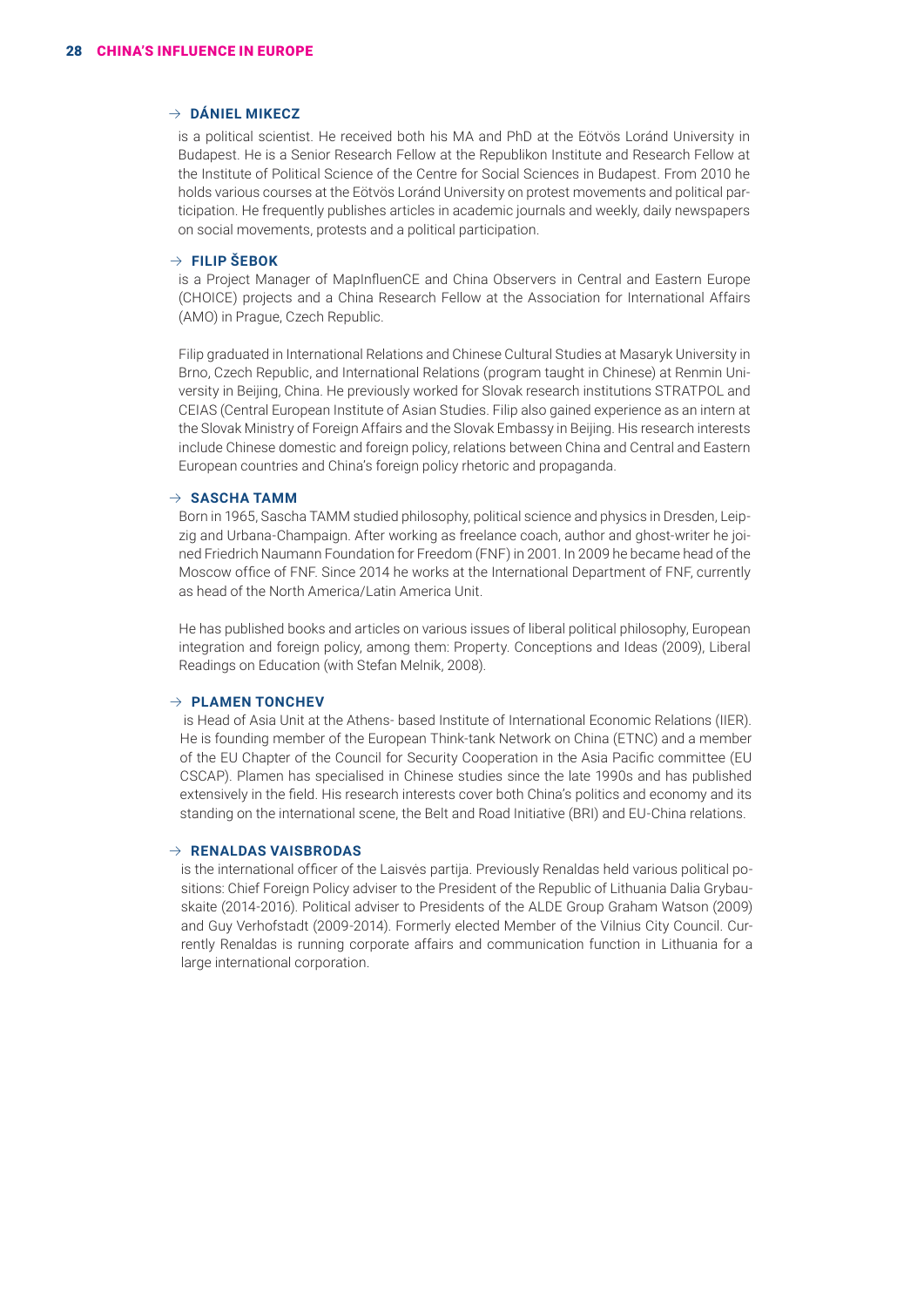### → DÁNIEL MIKECZ

is a political scientist. He received both his MA and PhD at the Eötvös Loránd University in Budapest. He is a Senior Research Fellow at the Republikon Institute and Research Fellow at the Institute of Political Science of the Centre for Social Sciences in Budapest. From 2010 he holds various courses at the Eötvös Loránd University on protest movements and political participation. He frequently publishes articles in academic journals and weekly, daily newspapers on social movements, protests and a political participation.

### → FILIP ŠEBOK

is a Project Manager of MapInfluenCE and China Observers in Central and Eastern Europe (CHOICE) projects and a China Research Fellow at the Association for International Affairs (AMO) in Prague, Czech Republic.

Filip graduated in International Relations and Chinese Cultural Studies at Masaryk University in Brno, Czech Republic, and International Relations (program taught in Chinese) at Renmin University in Beijing, China. He previously worked for Slovak research institutions STRATPOL and CEIAS (Central European Institute of Asian Studies. Filip also gained experience as an intern at the Slovak Ministry of Foreign Affairs and the Slovak Embassy in Beijing. His research interests include Chinese domestic and foreign policy, relations between China and Central and Eastern European countries and China's foreign policy rhetoric and propaganda.

### → SASCHA TAMM

Born in 1965, Sascha TAMM studied philosophy, political science and physics in Dresden, Leipzig and Urbana-Champaign. After working as freelance coach, author and ghost-writer he joined Friedrich Naumann Foundation for Freedom (FNF) in 2001. In 2009 he became head of the Moscow office of FNF. Since 2014 he works at the International Department of FNF, currently as head of the North America/Latin America Unit.

He has published books and articles on various issues of liberal political philosophy, European integration and foreign policy, among them: Property. Conceptions and Ideas (2009), Liberal Readings on Education (with Stefan Melnik, 2008).

### → PLAMEN TONCHEV

is Head of Asia Unit at the Athens- based Institute of International Economic Relations (IIER). He is founding member of the European Think-tank Network on China (ETNC) and a member of the EU Chapter of the Council for Security Cooperation in the Asia Pacific committee (EU CSCAP). Plamen has specialised in Chinese studies since the late 1990s and has published extensively in the field. His research interests cover both China's politics and economy and its standing on the international scene, the Belt and Road Initiative (BRI) and EU-China relations.

### → RENALDAS VAISBRODAS

is the international officer of the Laisvės partija. Previously Renaldas held various political positions: Chief Foreign Policy adviser to the President of the Republic of Lithuania Dalia Grybauskaite (2014-2016). Political adviser to Presidents of the ALDE Group Graham Watson (2009) and Guy Verhofstadt (2009-2014). Formerly elected Member of the Vilnius City Council. Currently Renaldas is running corporate affairs and communication function in Lithuania for a large international corporation.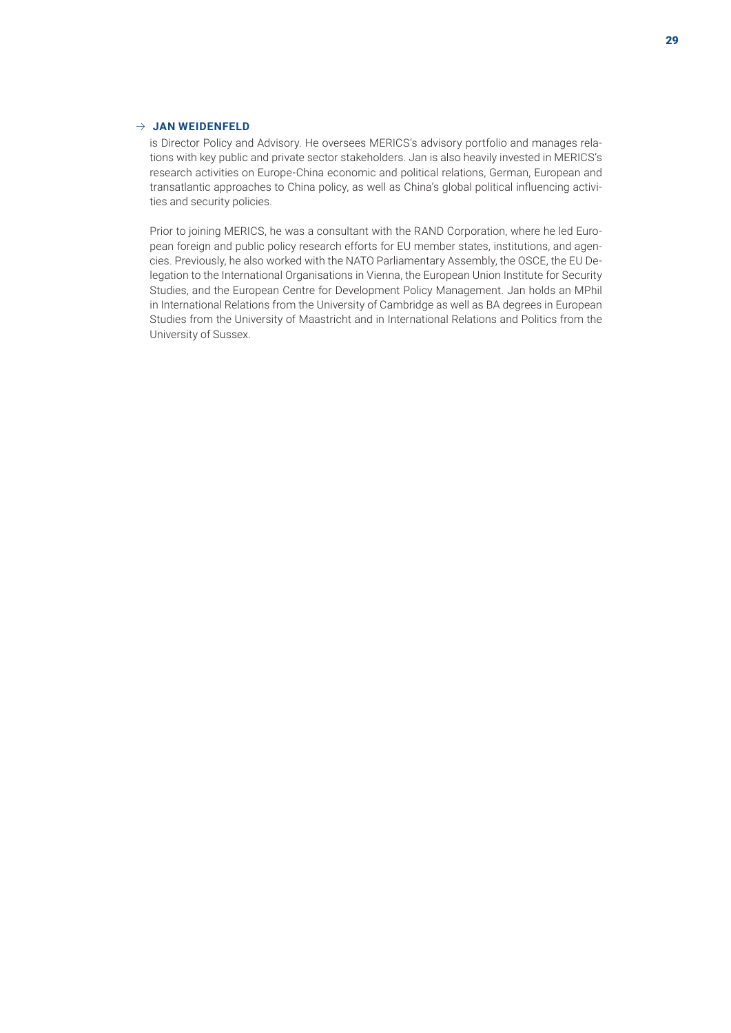→ **JAN WEIDENFELD**

is Director Policy and Advisory. He oversees MERICS's advisory portfolio and manages relations with key public and private sector stakeholders. Jan is also heavily invested in MERICS's research activities on Europe-China economic and political relations, German, European and transatlantic approaches to China policy, as well as China's global political influencing activities and security policies.

Prior to joining MERICS, he was a consultant with the RAND Corporation, where he led European foreign and public policy research efforts for EU member states, institutions, and agencies. Previously, he also worked with the NATO Parliamentary Assembly, the OSCE, the EU Delegation to the International Organisations in Vienna, the European Union Institute for Security Studies, and the European Centre for Development Policy Management. Jan holds an MPhil in International Relations from the University of Cambridge as well as BA degrees in European Studies from the University of Maastricht and in International Relations and Politics from the University of Sussex.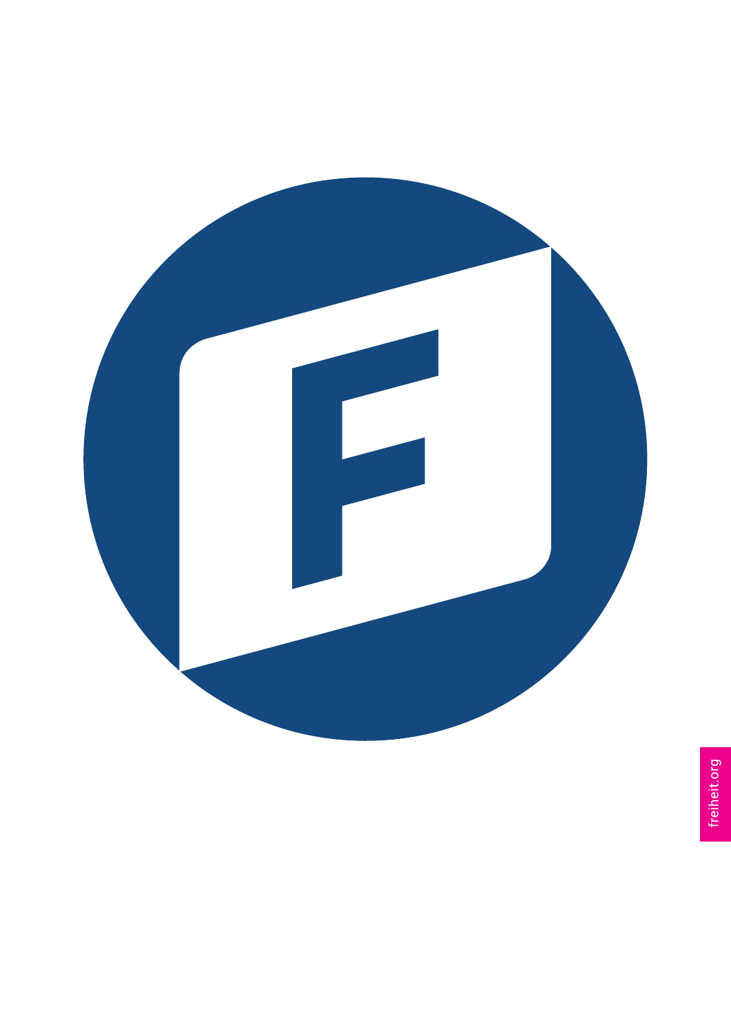F

freiheit.org